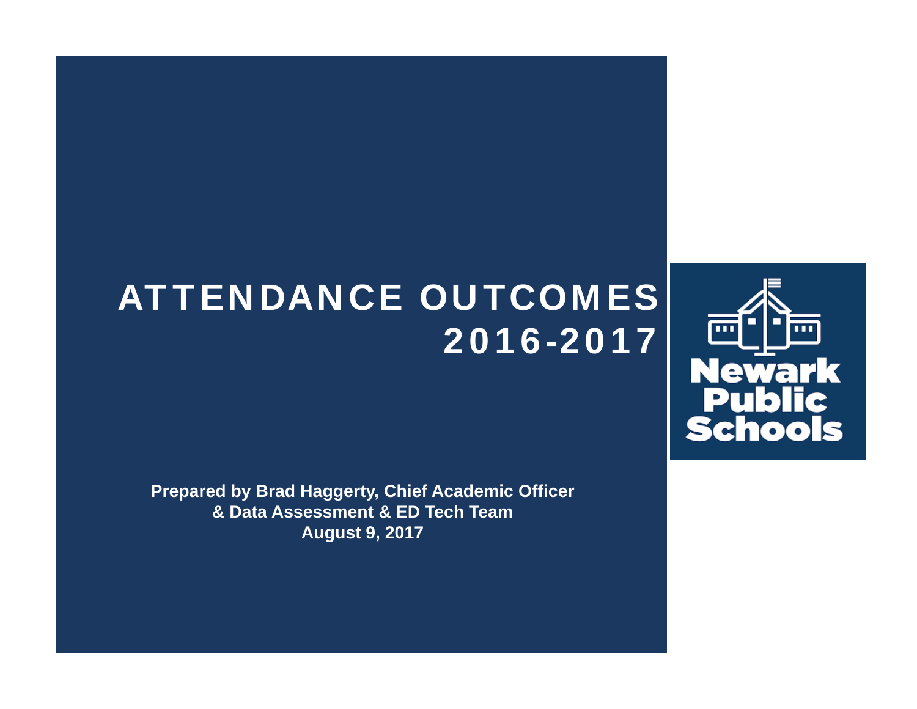# ATTENDANCE OUTCOMES 2016-2017

Newark Public Schools

**Prepared by Brad Haggerty, Chief Academic Officer**
**& Data Assessment & ED Tech Team**
**August 9, 2017**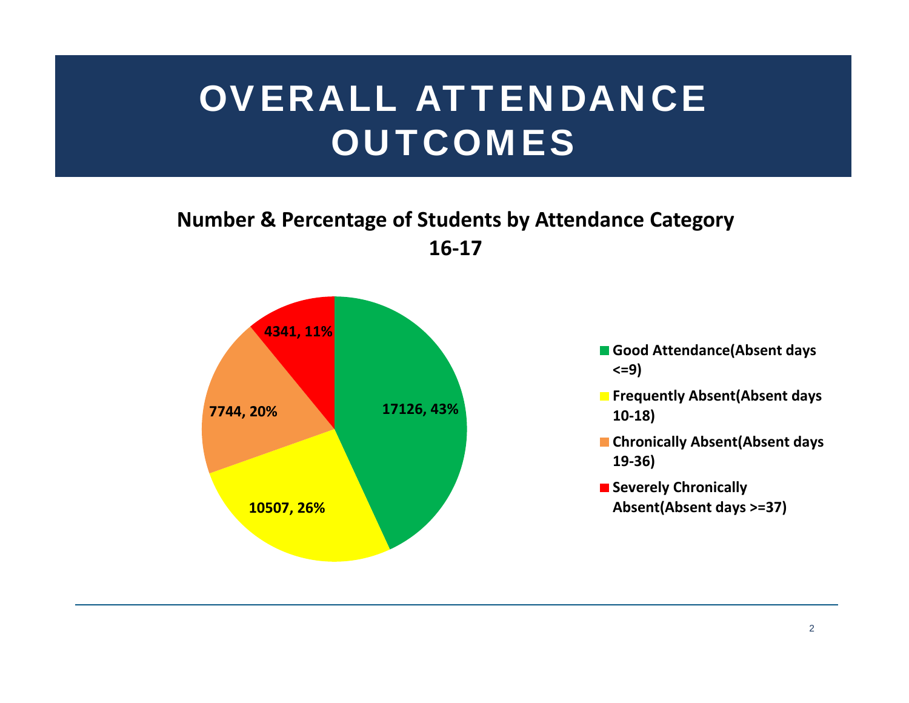# OVERALL ATTENDANCE OUTCOMES

**Number & Percentage of Students by Attendance Category 16-17**

| Attendance Category | Number | Percentage |
| --- | --- | --- |
| Good Attendance(Absent days <=9) | 17126 | 43% |
| Frequently Absent(Absent days 10-18) | 10507 | 26% |
| Chronically Absent(Absent days 19-36) | 7744 | 20% |
| Severely Chronically Absent(Absent days >=37) | 4341 | 11% |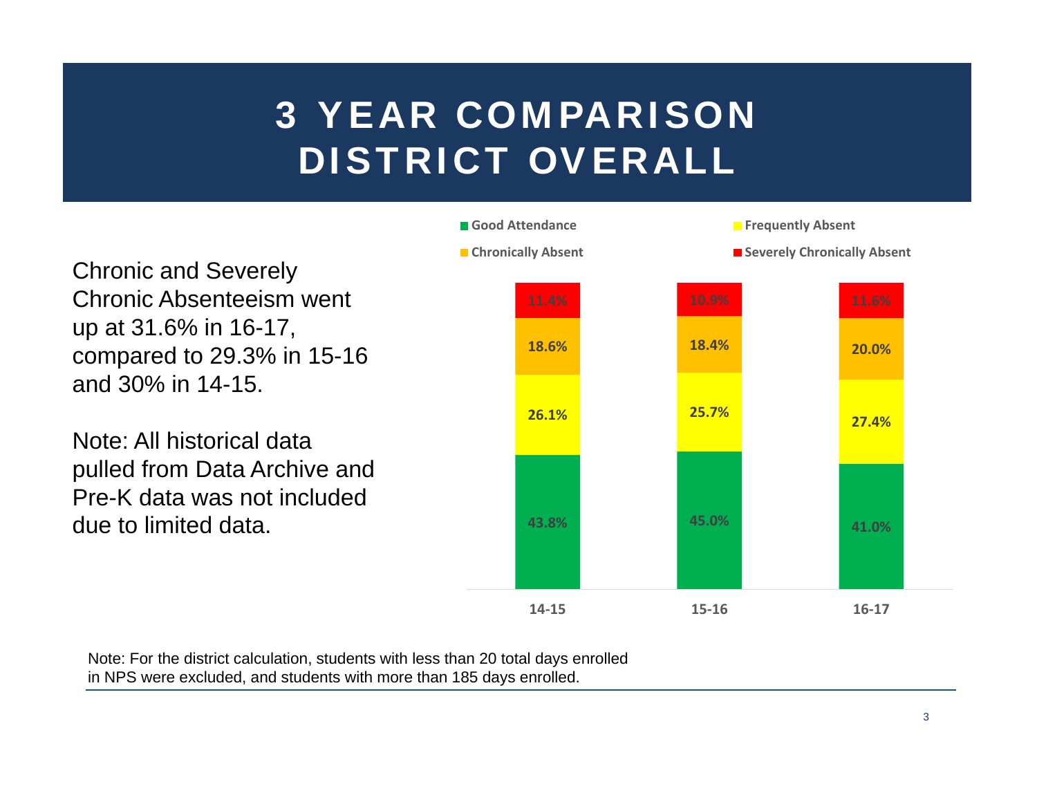# 3 YEAR COMPARISON DISTRICT OVERALL

Chronic and Severely Chronic Absenteeism went up at 31.6% in 16-17, compared to 29.3% in 15-16 and 30% in 14-15.

Note: All historical data pulled from Data Archive and Pre-K data was not included due to limited data.

| | 14-15 | 15-16 | 16-17 |
|---|---|---|---|
| Severely Chronically Absent | 11.4% | 10.9% | 11.6% |
| Chronically Absent | 18.6% | 18.4% | 20.0% |
| Frequently Absent | 26.1% | 25.7% | 27.4% |
| Good Attendance | 43.8% | 45.0% | 41.0% |

Note: For the district calculation, students with less than 20 total days enrolled in NPS were excluded, and students with more than 185 days enrolled.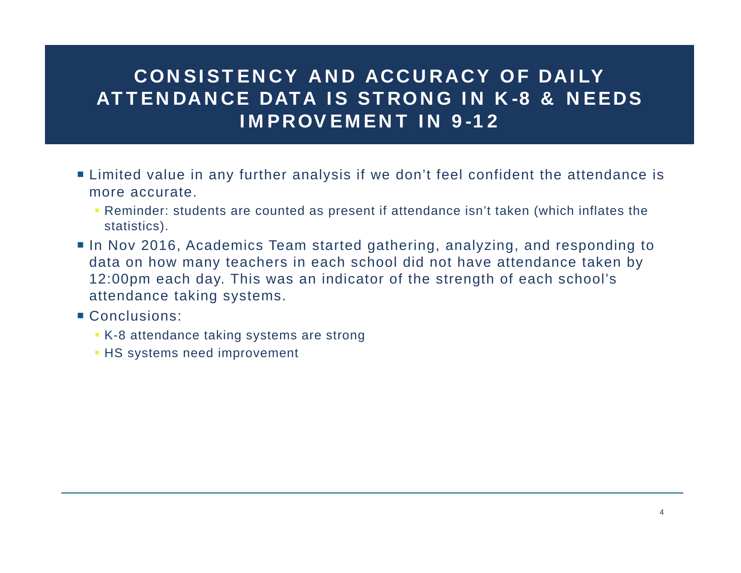# CONSISTENCY AND ACCURACY OF DAILY ATTENDANCE DATA IS STRONG IN K-8 & NEEDS IMPROVEMENT IN 9-12

- Limited value in any further analysis if we don't feel confident the attendance is more accurate.
  - Reminder: students are counted as present if attendance isn't taken (which inflates the statistics).
- In Nov 2016, Academics Team started gathering, analyzing, and responding to data on how many teachers in each school did not have attendance taken by 12:00pm each day. This was an indicator of the strength of each school's attendance taking systems.
- Conclusions:
  - K-8 attendance taking systems are strong
  - HS systems need improvement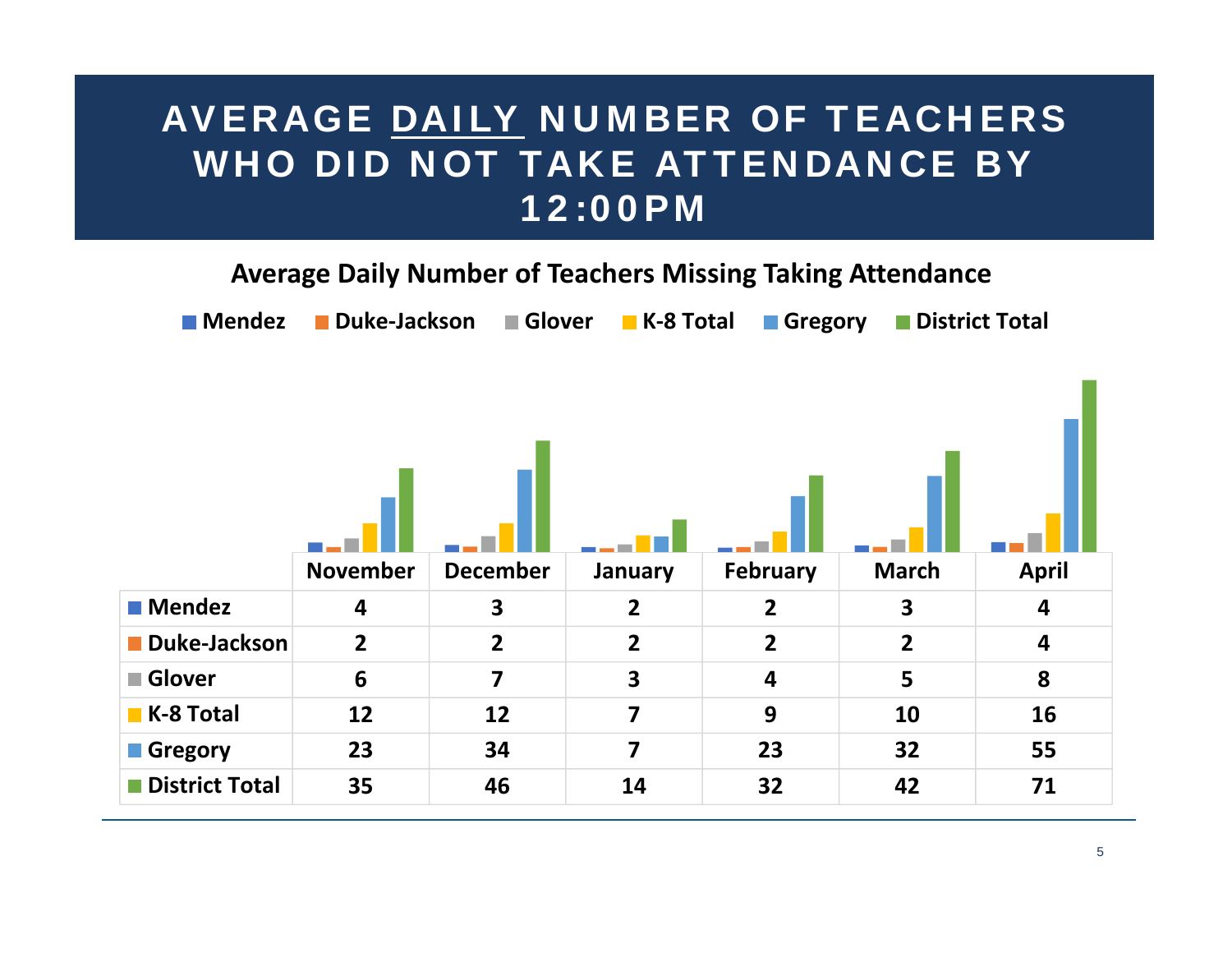# AVERAGE DAILY NUMBER OF TEACHERS WHO DID NOT TAKE ATTENDANCE BY 12:00PM

**Average Daily Number of Teachers Missing Taking Attendance**

| | November | December | January | February | March | April |
|---|---|---|---|---|---|---|
| Mendez | 4 | 3 | 2 | 2 | 3 | 4 |
| Duke-Jackson | 2 | 2 | 2 | 2 | 2 | 4 |
| Glover | 6 | 7 | 3 | 4 | 5 | 8 |
| K-8 Total | 12 | 12 | 7 | 9 | 10 | 16 |
| Gregory | 23 | 34 | 7 | 23 | 32 | 55 |
| District Total | 35 | 46 | 14 | 32 | 42 | 71 |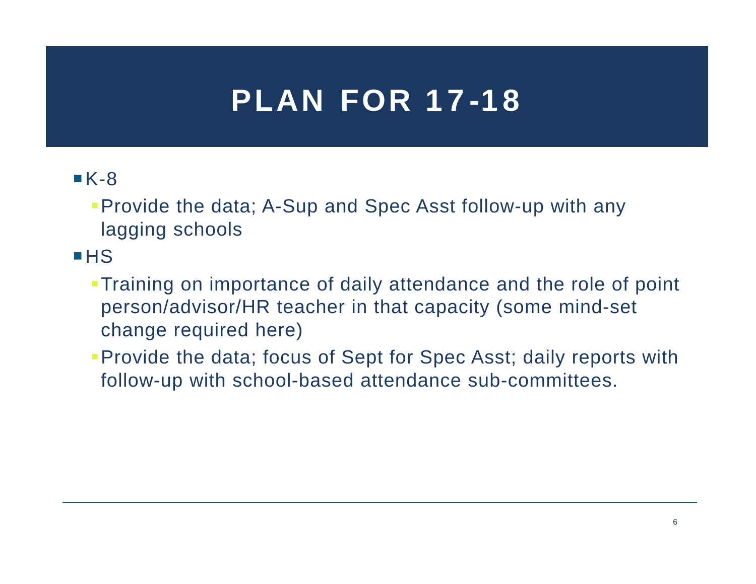# PLAN FOR 17-18

- K-8
  - Provide the data; A-Sup and Spec Asst follow-up with any lagging schools
- HS
  - Training on importance of daily attendance and the role of point person/advisor/HR teacher in that capacity (some mind-set change required here)
  - Provide the data; focus of Sept for Spec Asst; daily reports with follow-up with school-based attendance sub-committees.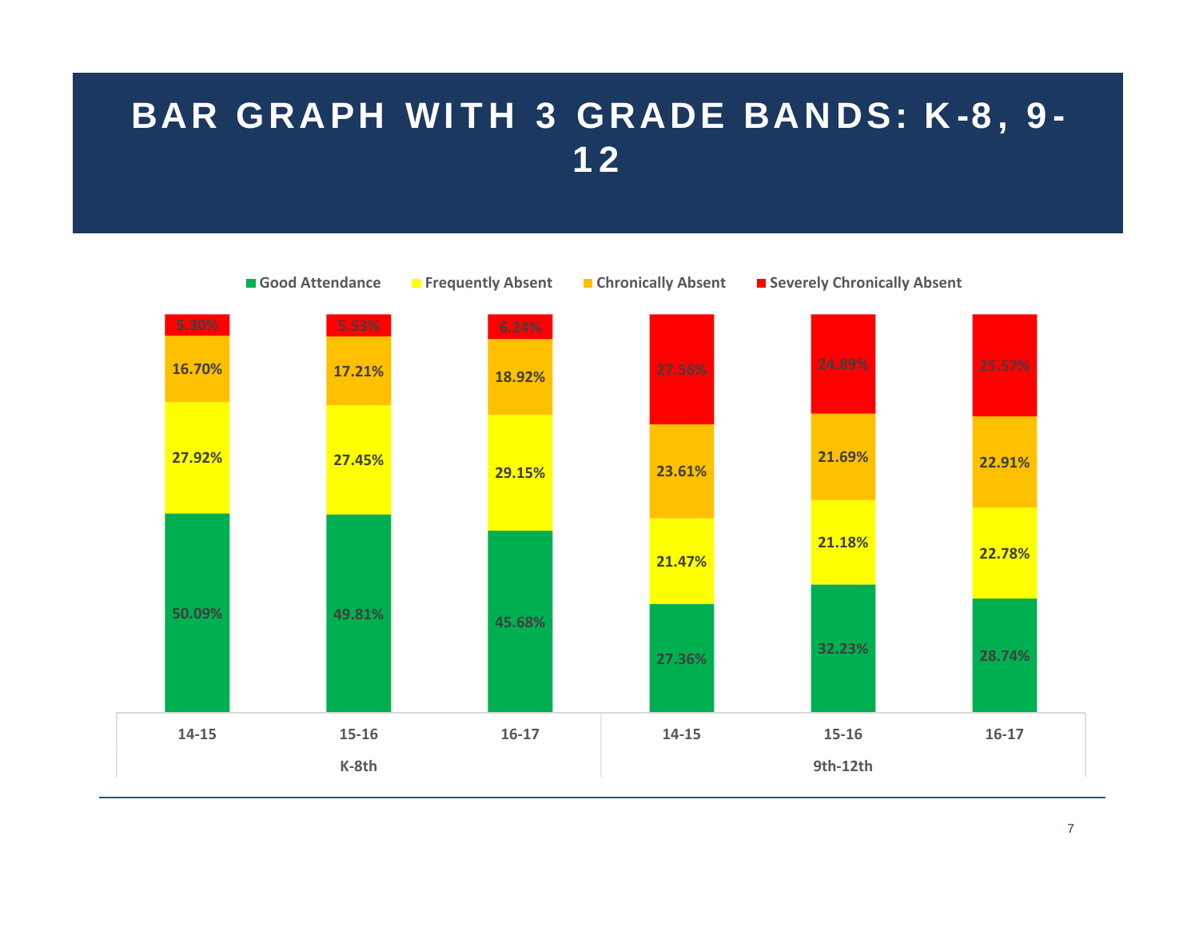# BAR GRAPH WITH 3 GRADE BANDS: K-8, 9-12

| Grade Band | Year | Good Attendance | Frequently Absent | Chronically Absent | Severely Chronically Absent |
|---|---|---|---|---|---|
| K-8th | 14-15 | 50.09% | 27.92% | 16.70% | 5.30% |
| K-8th | 15-16 | 49.81% | 27.45% | 17.21% | 5.53% |
| K-8th | 16-17 | 45.68% | 29.15% | 18.92% | 6.24% |
| 9th-12th | 14-15 | 27.36% | 21.47% | 23.61% | 27.56% |
| 9th-12th | 15-16 | 32.23% | 21.18% | 21.69% | 24.89% |
| 9th-12th | 16-17 | 28.74% | 22.78% | 22.91% | 25.57% |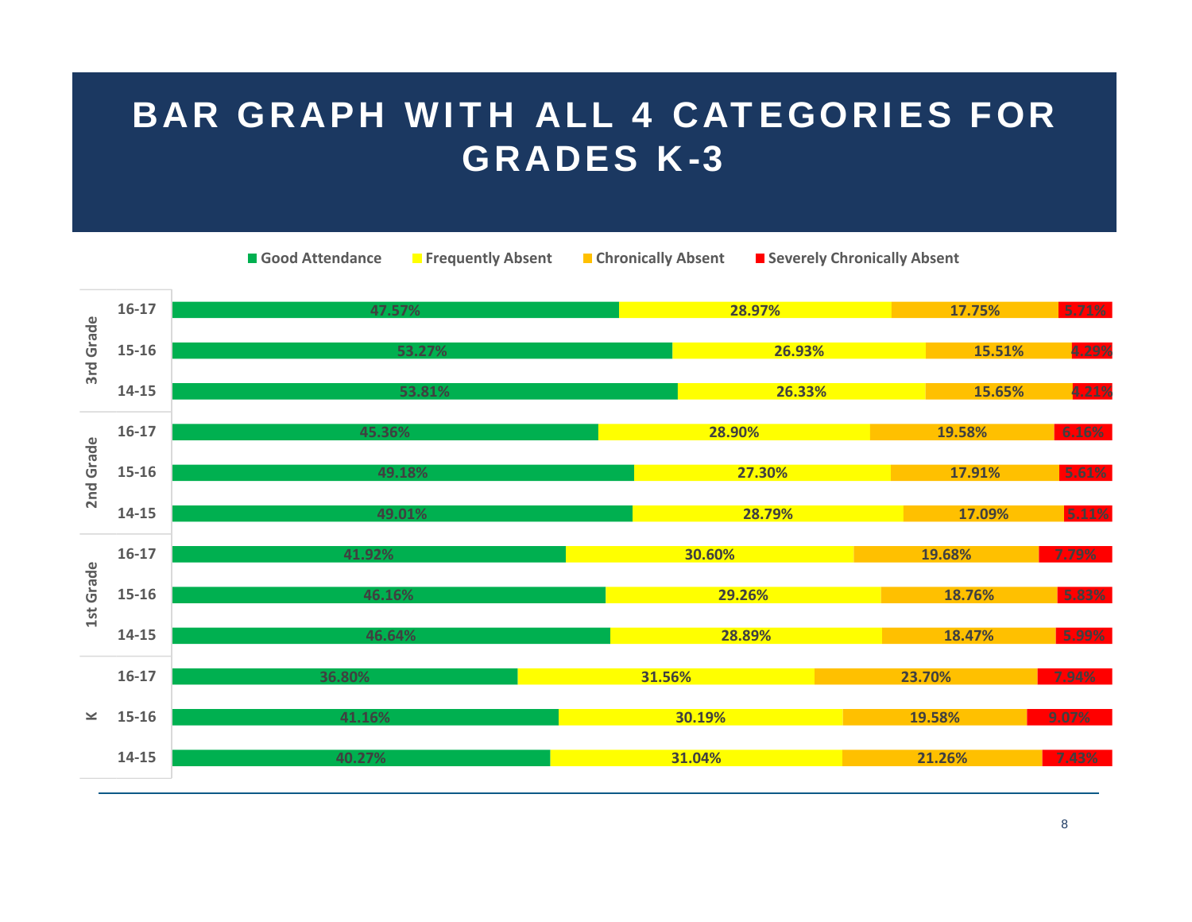# BAR GRAPH WITH ALL 4 CATEGORIES FOR GRADES K-3

| Grade | Year | Good Attendance | Frequently Absent | Chronically Absent | Severely Chronically Absent |
|---|---|---|---|---|---|
| 3rd Grade | 16-17 | 47.57% | 28.97% | 17.75% | 5.71% |
| 3rd Grade | 15-16 | 53.27% | 26.93% | 15.51% | 4.29% |
| 3rd Grade | 14-15 | 53.81% | 26.33% | 15.65% | 4.21% |
| 2nd Grade | 16-17 | 45.36% | 28.90% | 19.58% | 6.16% |
| 2nd Grade | 15-16 | 49.18% | 27.30% | 17.91% | 5.61% |
| 2nd Grade | 14-15 | 49.01% | 28.79% | 17.09% | 5.11% |
| 1st Grade | 16-17 | 41.92% | 30.60% | 19.68% | 7.79% |
| 1st Grade | 15-16 | 46.16% | 29.26% | 18.76% | 5.83% |
| 1st Grade | 14-15 | 46.64% | 28.89% | 18.47% | 5.99% |
| K | 16-17 | 36.80% | 31.56% | 23.70% | 7.94% |
| K | 15-16 | 41.16% | 30.19% | 19.58% | 9.07% |
| K | 14-15 | 40.27% | 31.04% | 21.26% | 7.43% |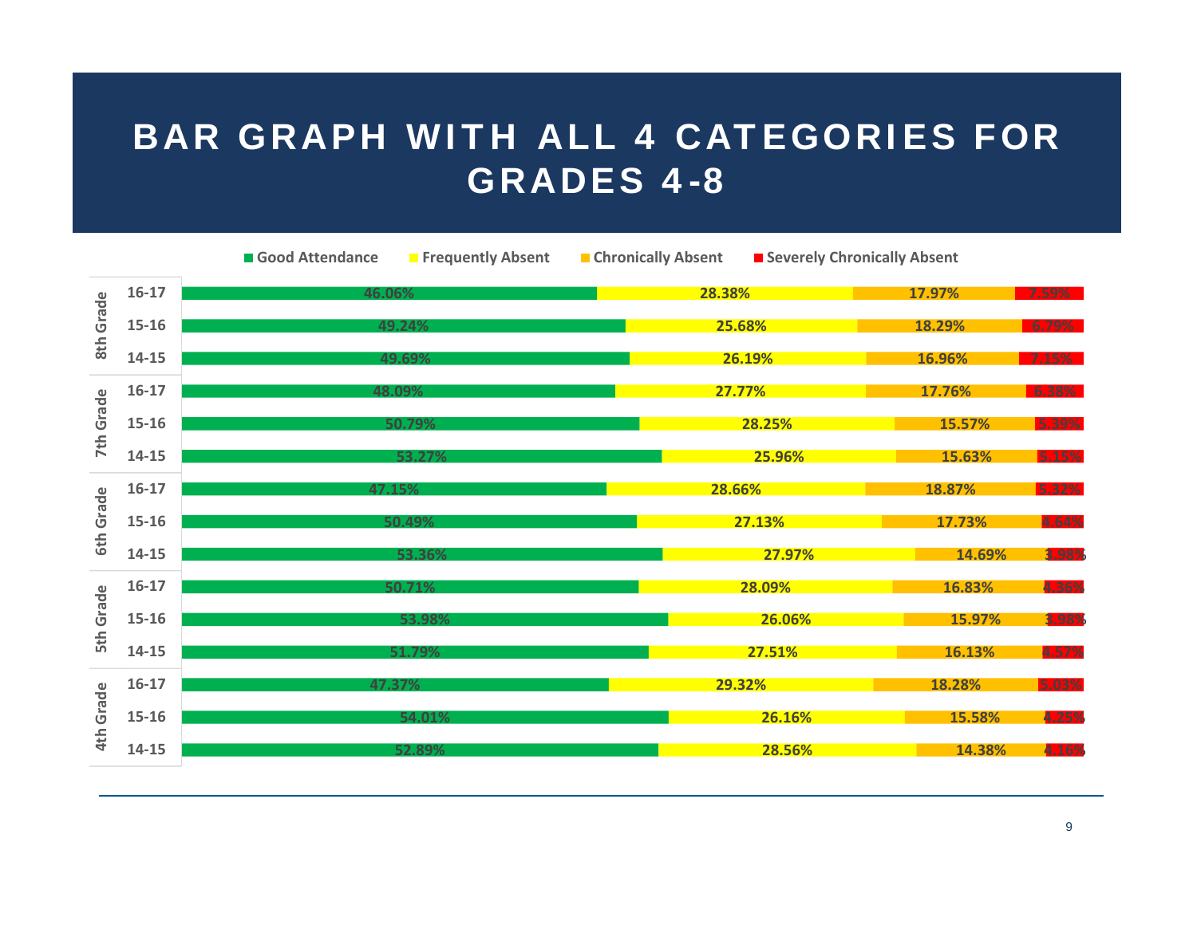# BAR GRAPH WITH ALL 4 CATEGORIES FOR GRADES 4-8

| Grade | Year | Good Attendance | Frequently Absent | Chronically Absent | Severely Chronically Absent |
|---|---|---|---|---|---|
| 8th Grade | 16-17 | 46.06% | 28.38% | 17.97% | 7.59% |
| | 15-16 | 49.24% | 25.68% | 18.29% | 6.79% |
| | 14-15 | 49.69% | 26.19% | 16.96% | 7.15% |
| 7th Grade | 16-17 | 48.09% | 27.77% | 17.76% | 6.38% |
| | 15-16 | 50.79% | 28.25% | 15.57% | 5.39% |
| | 14-15 | 53.27% | 25.96% | 15.63% | 5.15% |
| 6th Grade | 16-17 | 47.15% | 28.66% | 18.87% | 5.32% |
| | 15-16 | 50.49% | 27.13% | 17.73% | 4.64% |
| | 14-15 | 53.36% | 27.97% | 14.69% | 3.98% |
| 5th Grade | 16-17 | 50.71% | 28.09% | 16.83% | 4.36% |
| | 15-16 | 53.98% | 26.06% | 15.97% | 3.98% |
| | 14-15 | 51.79% | 27.51% | 16.13% | 4.57% |
| 4th Grade | 16-17 | 47.37% | 29.32% | 18.28% | 5.03% |
| | 15-16 | 54.01% | 26.16% | 15.58% | 4.25% |
| | 14-15 | 52.89% | 28.56% | 14.38% | 4.16% |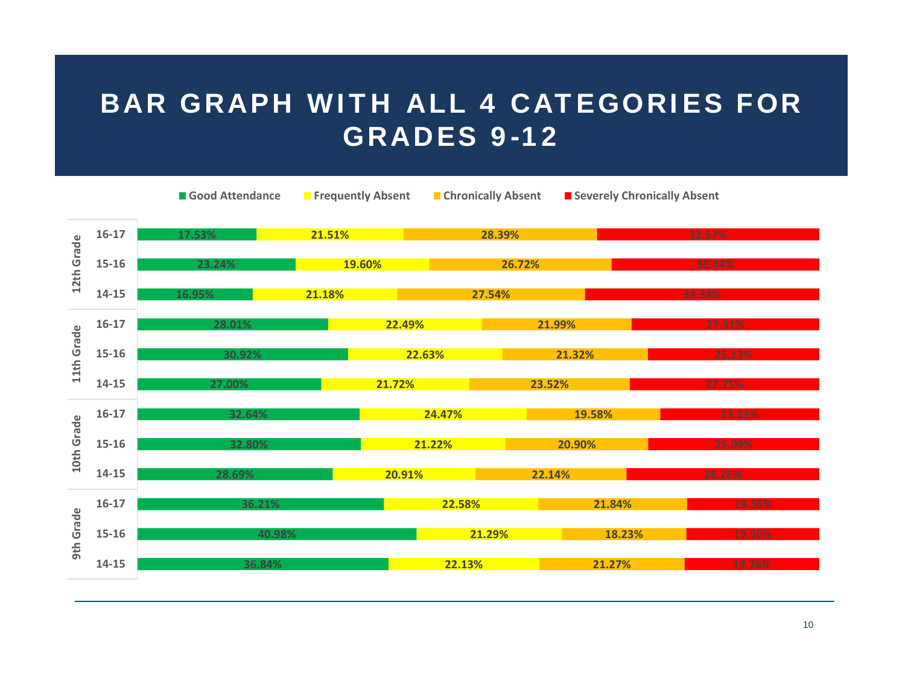# BAR GRAPH WITH ALL 4 CATEGORIES FOR GRADES 9-12

| Grade | Year | Good Attendance | Frequently Absent | Chronically Absent | Severely Chronically Absent |
|---|---|---|---|---|---|
| 12th Grade | 16-17 | 17.53% | 21.51% | 28.39% | 32.57% |
| | 15-16 | 23.24% | 19.60% | 26.72% | 30.44% |
| | 14-15 | 16.95% | 21.18% | 27.54% | 34.34% |
| 11th Grade | 16-17 | 28.01% | 22.49% | 21.99% | 27.51% |
| | 15-16 | 30.92% | 22.63% | 21.32% | 25.13% |
| | 14-15 | 27.00% | 21.72% | 23.52% | 27.75% |
| 10th Grade | 16-17 | 32.64% | 24.47% | 19.58% | 23.31% |
| | 15-16 | 32.80% | 21.22% | 20.90% | 25.09% |
| | 14-15 | 28.69% | 20.91% | 22.14% | 28.26% |
| 9th Grade | 16-17 | 36.21% | 22.58% | 21.84% | 19.36% |
| | 15-16 | 40.98% | 21.29% | 18.23% | 19.50% |
| | 14-15 | 36.84% | 22.13% | 21.27% | 19.76% |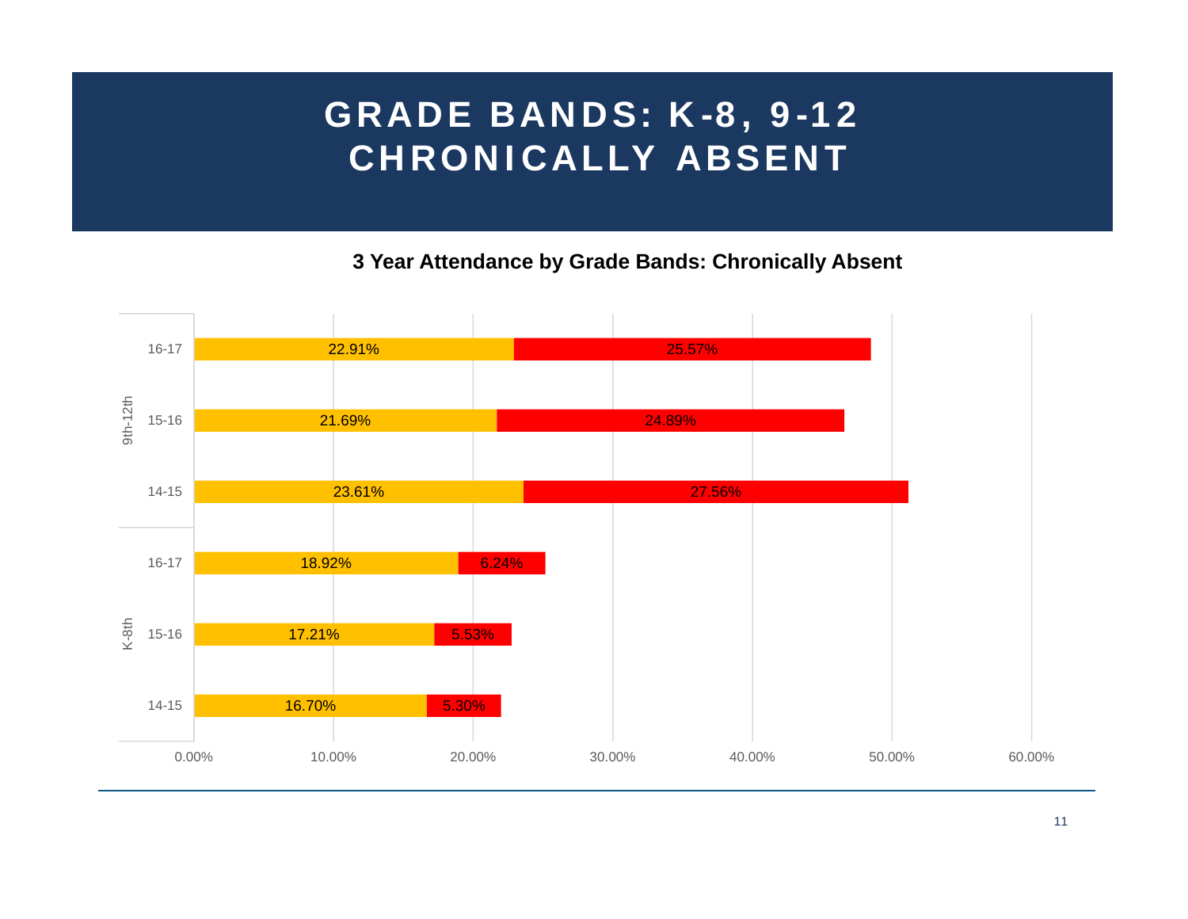# GRADE BANDS: K-8, 9-12 CHRONICALLY ABSENT

**3 Year Attendance by Grade Bands: Chronically Absent**

| Grade Band | Year | Yellow | Red |
|---|---|---|---|
| 9th-12th | 16-17 | 22.91% | 25.57% |
| 9th-12th | 15-16 | 21.69% | 24.89% |
| 9th-12th | 14-15 | 23.61% | 27.56% |
| K-8th | 16-17 | 18.92% | 6.24% |
| K-8th | 15-16 | 17.21% | 5.53% |
| K-8th | 14-15 | 16.70% | 5.30% |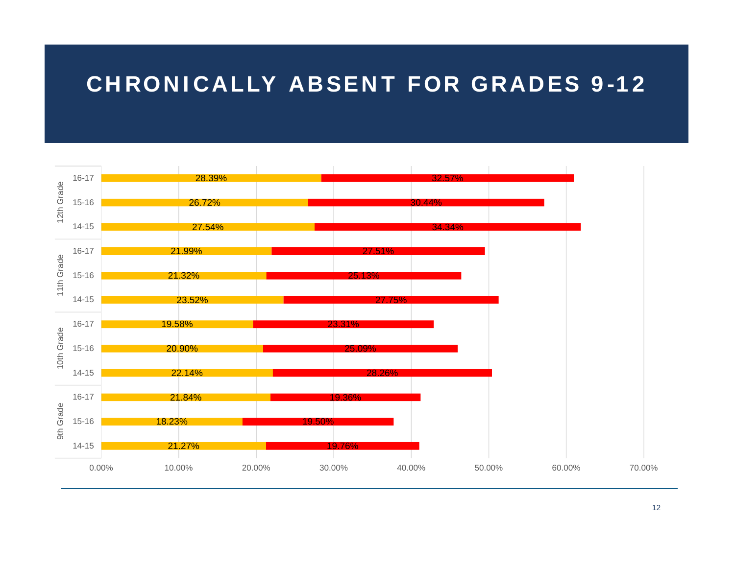# CHRONICALLY ABSENT FOR GRADES 9-12

| Grade | Year | Yellow | Red |
|---|---|---|---|
| 12th Grade | 16-17 | 28.39% | 32.57% |
| 12th Grade | 15-16 | 26.72% | 30.44% |
| 12th Grade | 14-15 | 27.54% | 34.34% |
| 11th Grade | 16-17 | 21.99% | 27.51% |
| 11th Grade | 15-16 | 21.32% | 25.13% |
| 11th Grade | 14-15 | 23.52% | 27.75% |
| 10th Grade | 16-17 | 19.58% | 23.31% |
| 10th Grade | 15-16 | 20.90% | 25.09% |
| 10th Grade | 14-15 | 22.14% | 28.26% |
| 9th Grade | 16-17 | 21.84% | 19.36% |
| 9th Grade | 15-16 | 18.23% | 19.50% |
| 9th Grade | 14-15 | 21.27% | 19.76% |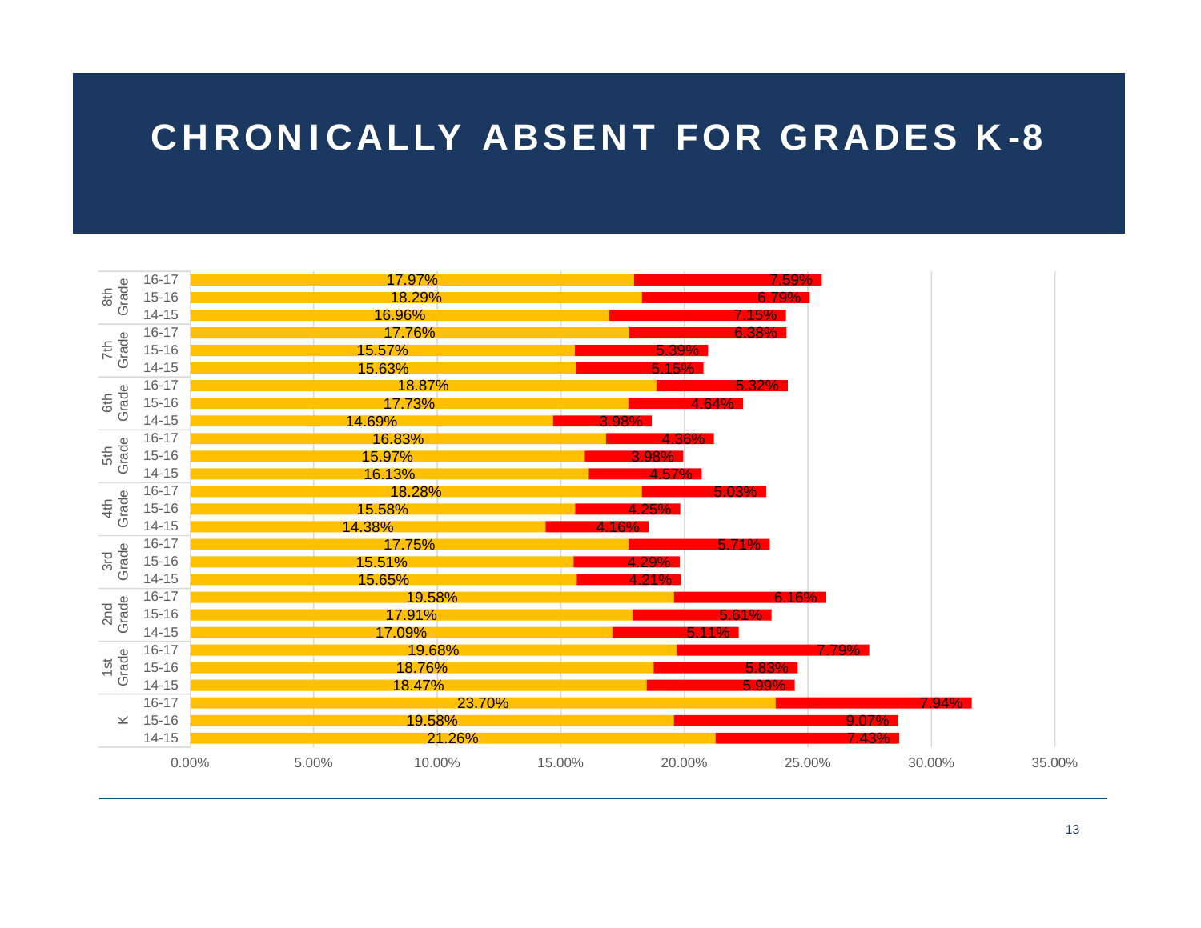# CHRONICALLY ABSENT FOR GRADES K-8

| Grade | Year | Yellow | Red |
|---|---|---|---|
| 8th Grade | 16-17 | 17.97% | 7.59% |
| | 15-16 | 18.29% | 6.79% |
| | 14-15 | 16.96% | 7.15% |
| 7th Grade | 16-17 | 17.76% | 6.38% |
| | 15-16 | 15.57% | 5.39% |
| | 14-15 | 15.63% | 5.15% |
| 6th Grade | 16-17 | 18.87% | 5.32% |
| | 15-16 | 17.73% | 4.64% |
| | 14-15 | 14.69% | 3.98% |
| 5th Grade | 16-17 | 16.83% | 4.36% |
| | 15-16 | 15.97% | 3.98% |
| | 14-15 | 16.13% | 4.57% |
| 4th Grade | 16-17 | 18.28% | 5.03% |
| | 15-16 | 15.58% | 4.25% |
| | 14-15 | 14.38% | 4.16% |
| 3rd Grade | 16-17 | 17.75% | 5.71% |
| | 15-16 | 15.51% | 4.29% |
| | 14-15 | 15.65% | 4.21% |
| 2nd Grade | 16-17 | 19.58% | 6.16% |
| | 15-16 | 17.91% | 5.61% |
| | 14-15 | 17.09% | 5.11% |
| 1st Grade | 16-17 | 19.68% | 7.79% |
| | 15-16 | 18.76% | 5.83% |
| | 14-15 | 18.47% | 5.99% |
| K | 16-17 | 23.70% | 7.94% |
| | 15-16 | 19.58% | 9.07% |
| | 14-15 | 21.26% | 7.43% |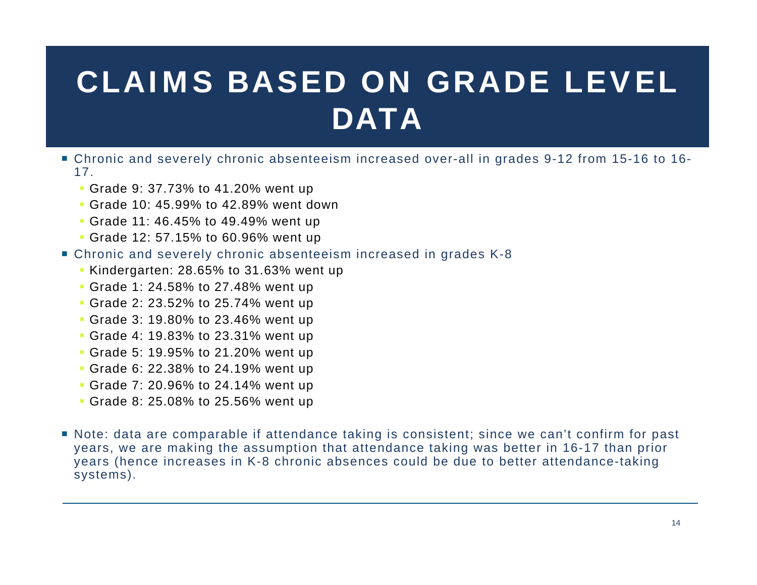# CLAIMS BASED ON GRADE LEVEL DATA

- Chronic and severely chronic absenteeism increased over-all in grades 9-12 from 15-16 to 16-17.
  - Grade 9: 37.73% to 41.20% went up
  - Grade 10: 45.99% to 42.89% went down
  - Grade 11: 46.45% to 49.49% went up
  - Grade 12: 57.15% to 60.96% went up
- Chronic and severely chronic absenteeism increased in grades K-8
  - Kindergarten: 28.65% to 31.63% went up
  - Grade 1: 24.58% to 27.48% went up
  - Grade 2: 23.52% to 25.74% went up
  - Grade 3: 19.80% to 23.46% went up
  - Grade 4: 19.83% to 23.31% went up
  - Grade 5: 19.95% to 21.20% went up
  - Grade 6: 22.38% to 24.19% went up
  - Grade 7: 20.96% to 24.14% went up
  - Grade 8: 25.08% to 25.56% went up

- Note: data are comparable if attendance taking is consistent; since we can't confirm for past years, we are making the assumption that attendance taking was better in 16-17 than prior years (hence increases in K-8 chronic absences could be due to better attendance-taking systems).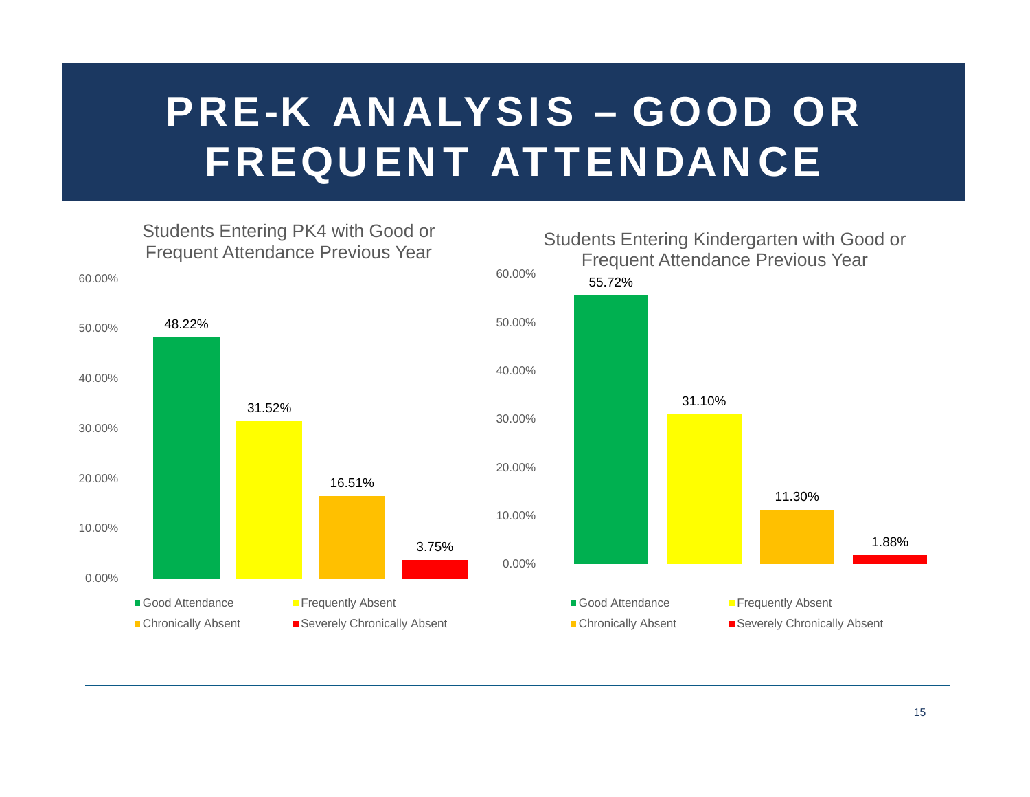# PRE-K ANALYSIS – GOOD OR FREQUENT ATTENDANCE

**Students Entering PK4 with Good or Frequent Attendance Previous Year**

| Category | Percentage |
|---|---|
| Good Attendance | 48.22% |
| Frequently Absent | 31.52% |
| Chronically Absent | 16.51% |
| Severely Chronically Absent | 3.75% |

**Students Entering Kindergarten with Good or Frequent Attendance Previous Year**

| Category | Percentage |
|---|---|
| Good Attendance | 55.72% |
| Frequently Absent | 31.10% |
| Chronically Absent | 11.30% |
| Severely Chronically Absent | 1.88% |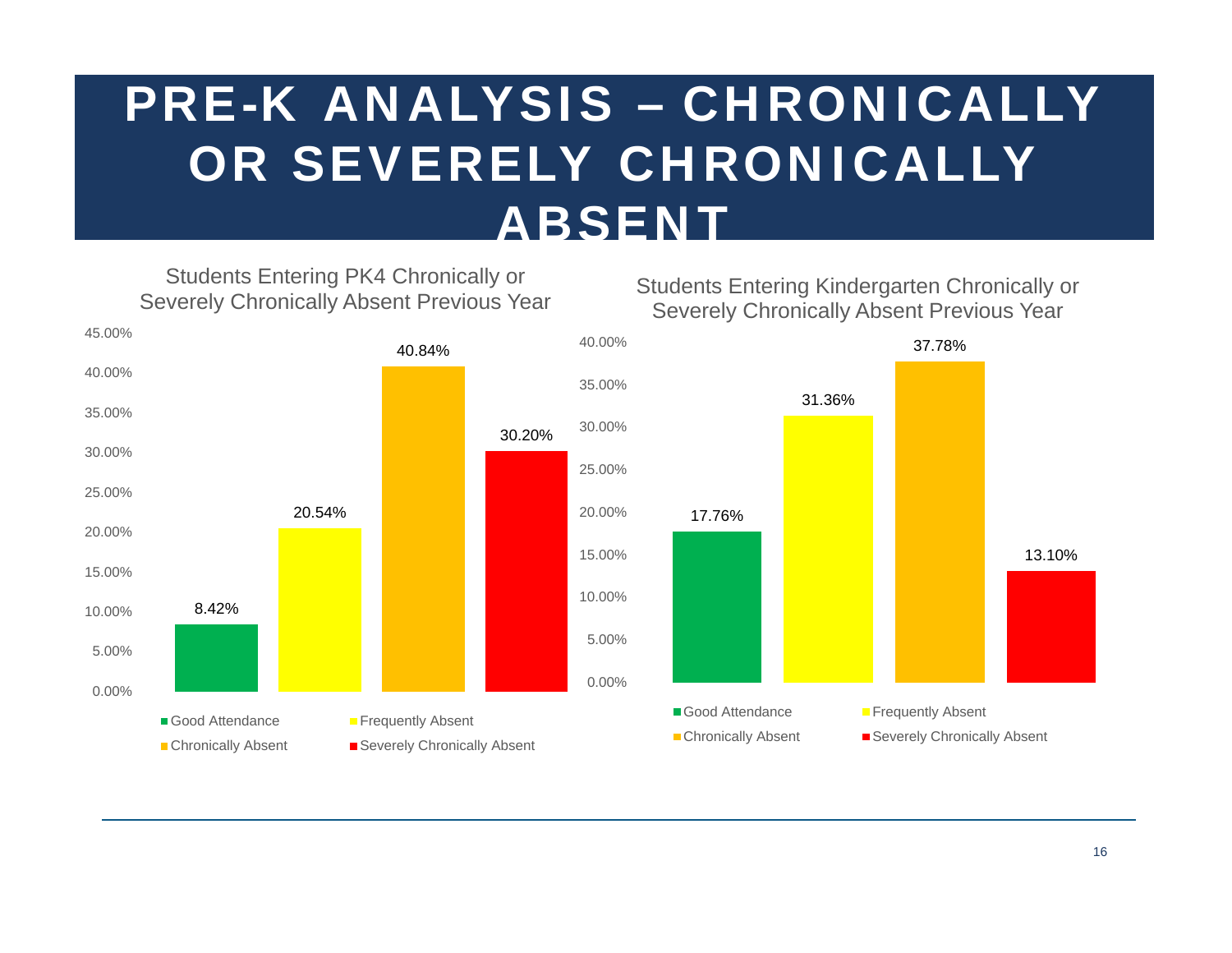# PRE-K ANALYSIS – CHRONICALLY OR SEVERELY CHRONICALLY ABSENT

**Students Entering PK4 Chronically or Severely Chronically Absent Previous Year**

| Category | Percentage |
| --- | --- |
| Good Attendance | 8.42% |
| Frequently Absent | 20.54% |
| Chronically Absent | 40.84% |
| Severely Chronically Absent | 30.20% |

**Students Entering Kindergarten Chronically or Severely Chronically Absent Previous Year**

| Category | Percentage |
| --- | --- |
| Good Attendance | 17.76% |
| Frequently Absent | 31.36% |
| Chronically Absent | 37.78% |
| Severely Chronically Absent | 13.10% |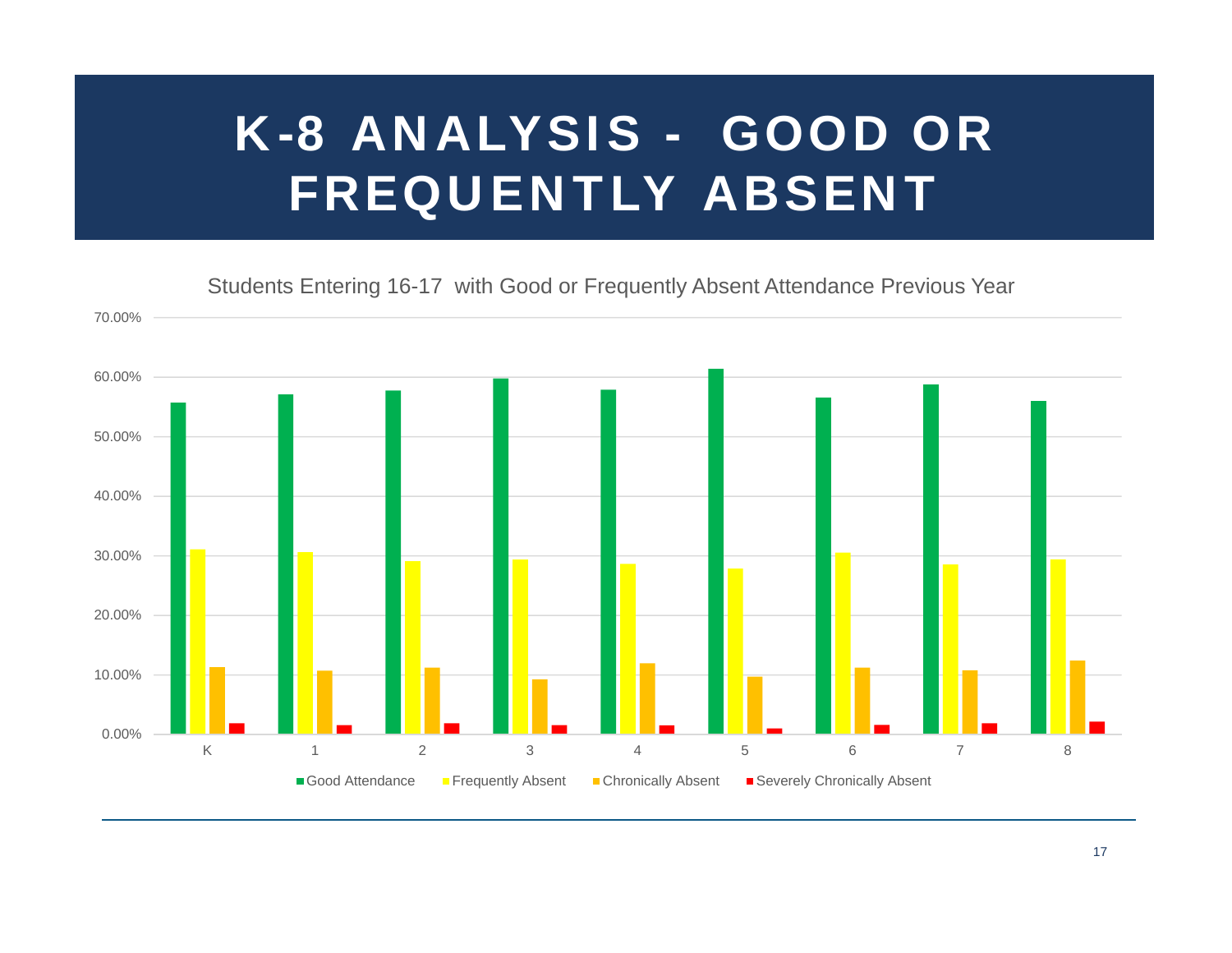# K-8 ANALYSIS - GOOD OR FREQUENTLY ABSENT

Students Entering 16-17 with Good or Frequently Absent Attendance Previous Year

70.00%
60.00%
50.00%
40.00%
30.00%
20.00%
10.00%
0.00%

K 1 2 3 4 5 6 7 8

Good Attendance | Frequently Absent | Chronically Absent | Severely Chronically Absent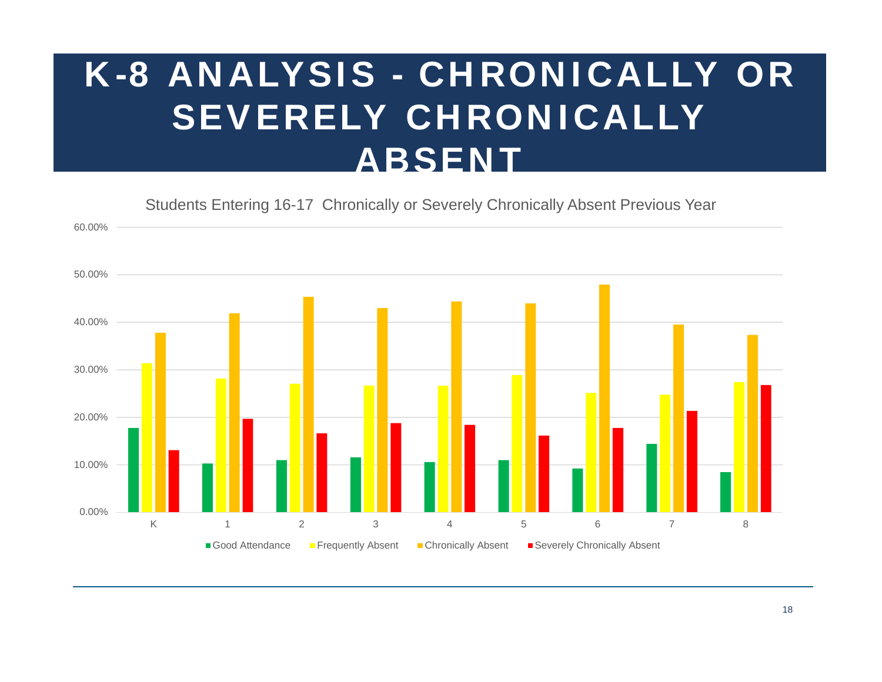# K-8 ANALYSIS - CHRONICALLY OR SEVERELY CHRONICALLY ABSENT

Students Entering 16-17 Chronically or Severely Chronically Absent Previous Year

| Grade | Good Attendance | Frequently Absent | Chronically Absent | Severely Chronically Absent |
|---|---|---|---|---|
| K | 17.8% | 31.4% | 37.8% | 13.1% |
| 1 | 10.3% | 28.2% | 41.9% | 19.7% |
| 2 | 11.0% | 27.1% | 45.3% | 16.7% |
| 3 | 11.6% | 26.7% | 43.0% | 18.8% |
| 4 | 10.6% | 26.7% | 44.4% | 18.4% |
| 5 | 11.0% | 28.9% | 44.0% | 16.2% |
| 6 | 9.2% | 25.2% | 47.9% | 17.8% |
| 7 | 14.4% | 24.8% | 39.5% | 21.3% |
| 8 | 8.5% | 27.4% | 37.4% | 26.8% |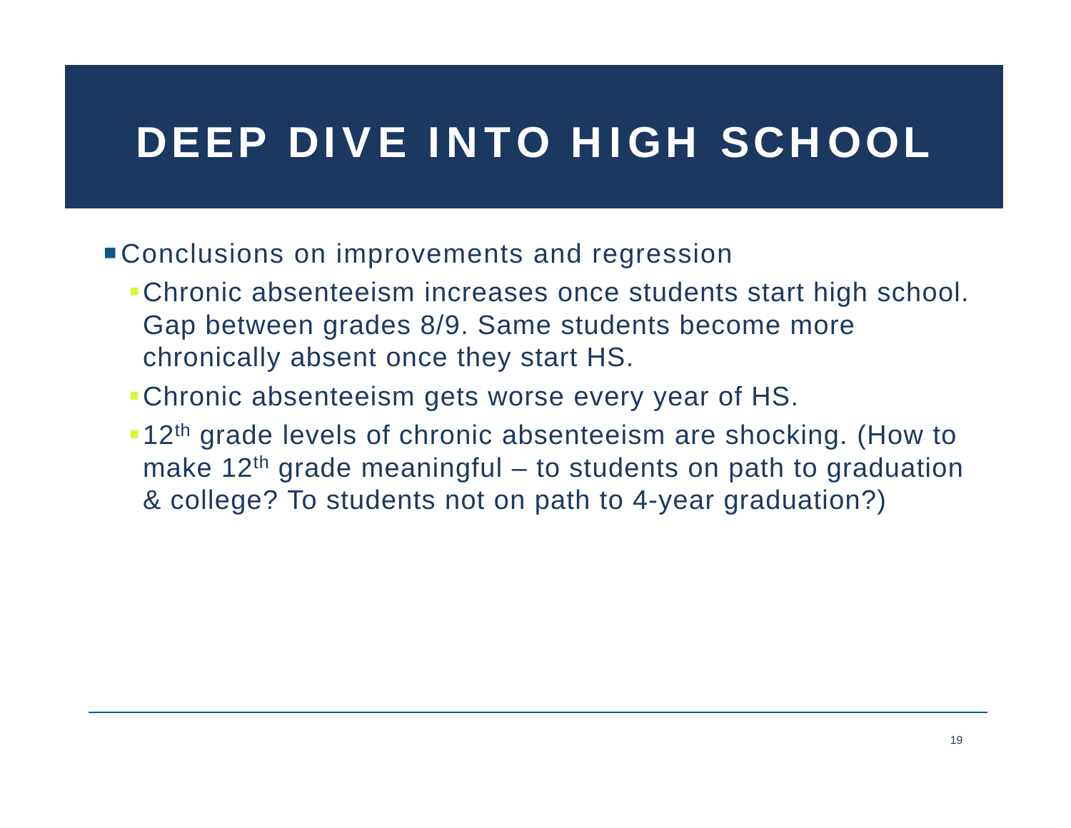# DEEP DIVE INTO HIGH SCHOOL

- Conclusions on improvements and regression
  - Chronic absenteeism increases once students start high school. Gap between grades 8/9. Same students become more chronically absent once they start HS.
  - Chronic absenteeism gets worse every year of HS.
  - 12th grade levels of chronic absenteeism are shocking. (How to make 12th grade meaningful – to students on path to graduation & college? To students not on path to 4-year graduation?)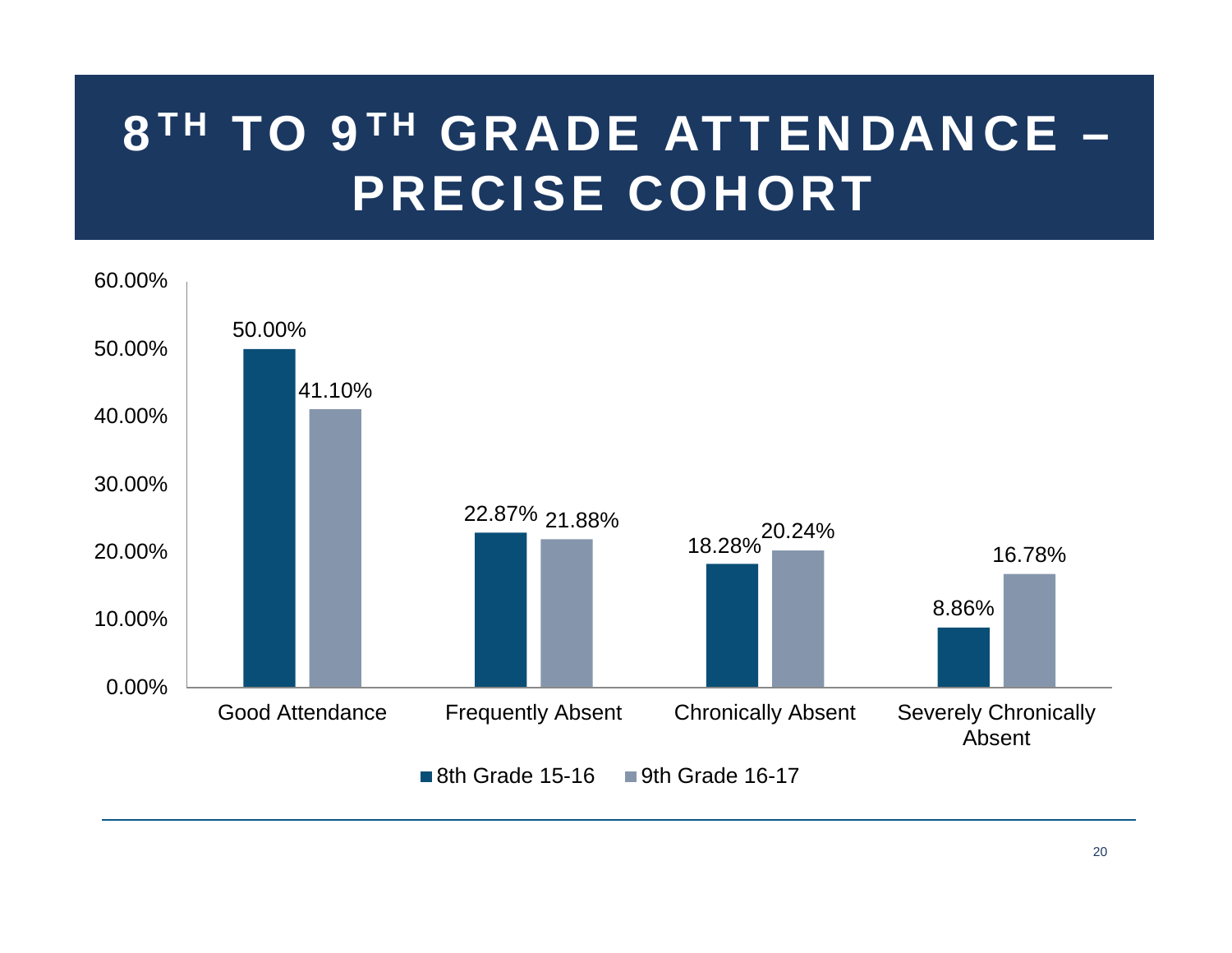# 8TH TO 9TH GRADE ATTENDANCE – PRECISE COHORT

| | 8th Grade 15-16 | 9th Grade 16-17 |
|---|---|---|
| Good Attendance | 50.00% | 41.10% |
| Frequently Absent | 22.87% | 21.88% |
| Chronically Absent | 18.28% | 20.24% |
| Severely Chronically Absent | 8.86% | 16.78% |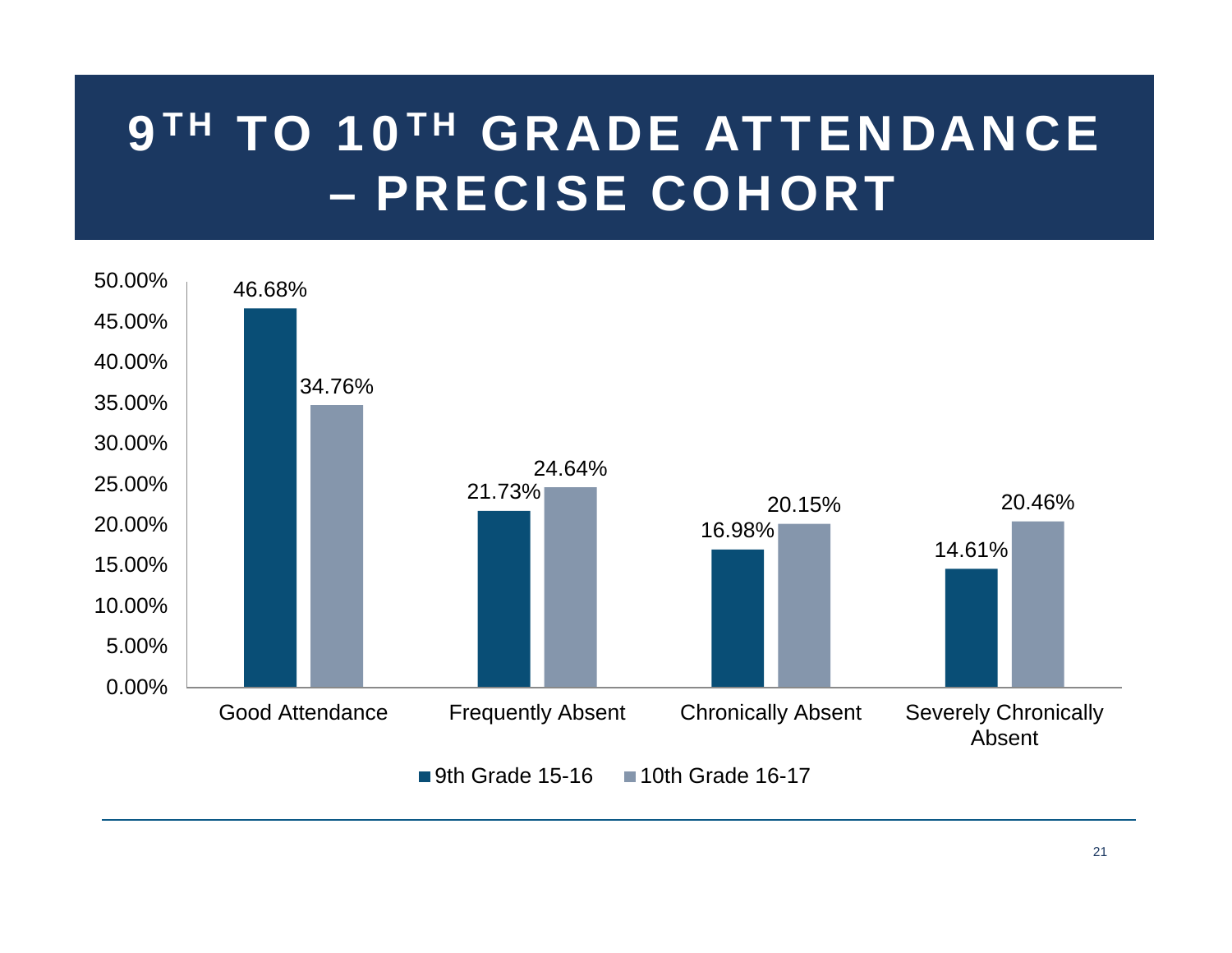# 9TH TO 10TH GRADE ATTENDANCE – PRECISE COHORT

| | 9th Grade 15-16 | 10th Grade 16-17 |
|---|---|---|
| Good Attendance | 46.68% | 34.76% |
| Frequently Absent | 21.73% | 24.64% |
| Chronically Absent | 16.98% | 20.15% |
| Severely Chronically Absent | 14.61% | 20.46% |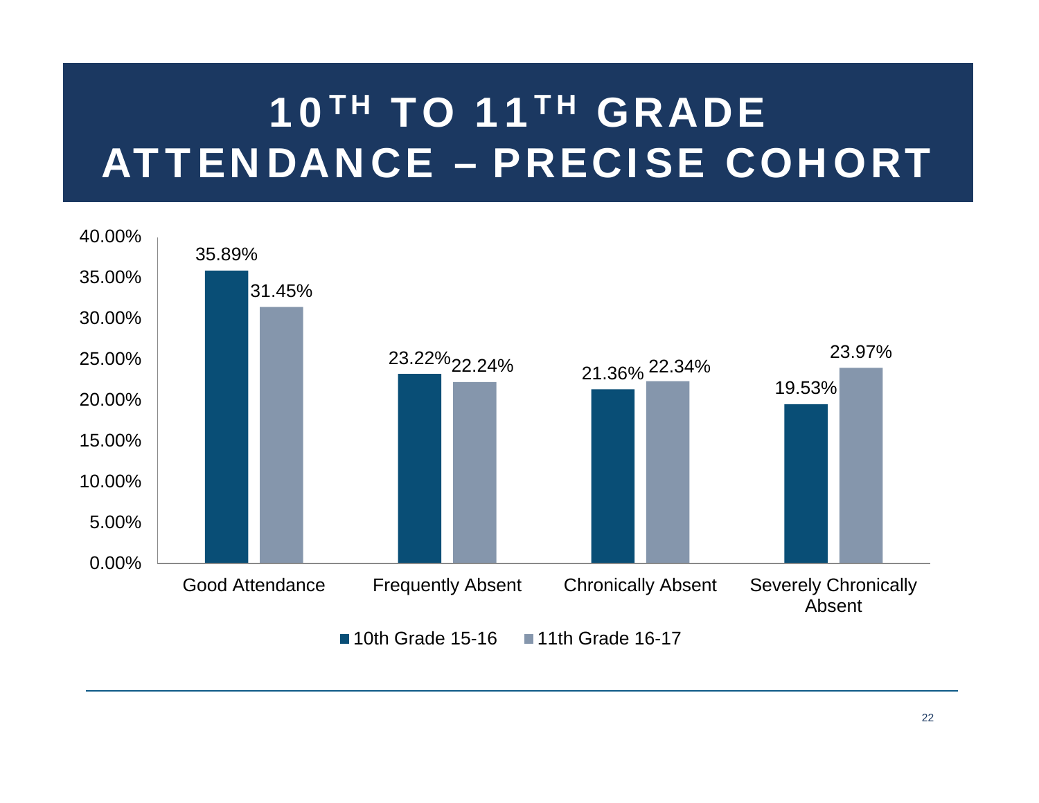# 10TH TO 11TH GRADE ATTENDANCE – PRECISE COHORT

| | 10th Grade 15-16 | 11th Grade 16-17 |
|---|---|---|
| Good Attendance | 35.89% | 31.45% |
| Frequently Absent | 23.22% | 22.24% |
| Chronically Absent | 21.36% | 22.34% |
| Severely Chronically Absent | 19.53% | 23.97% |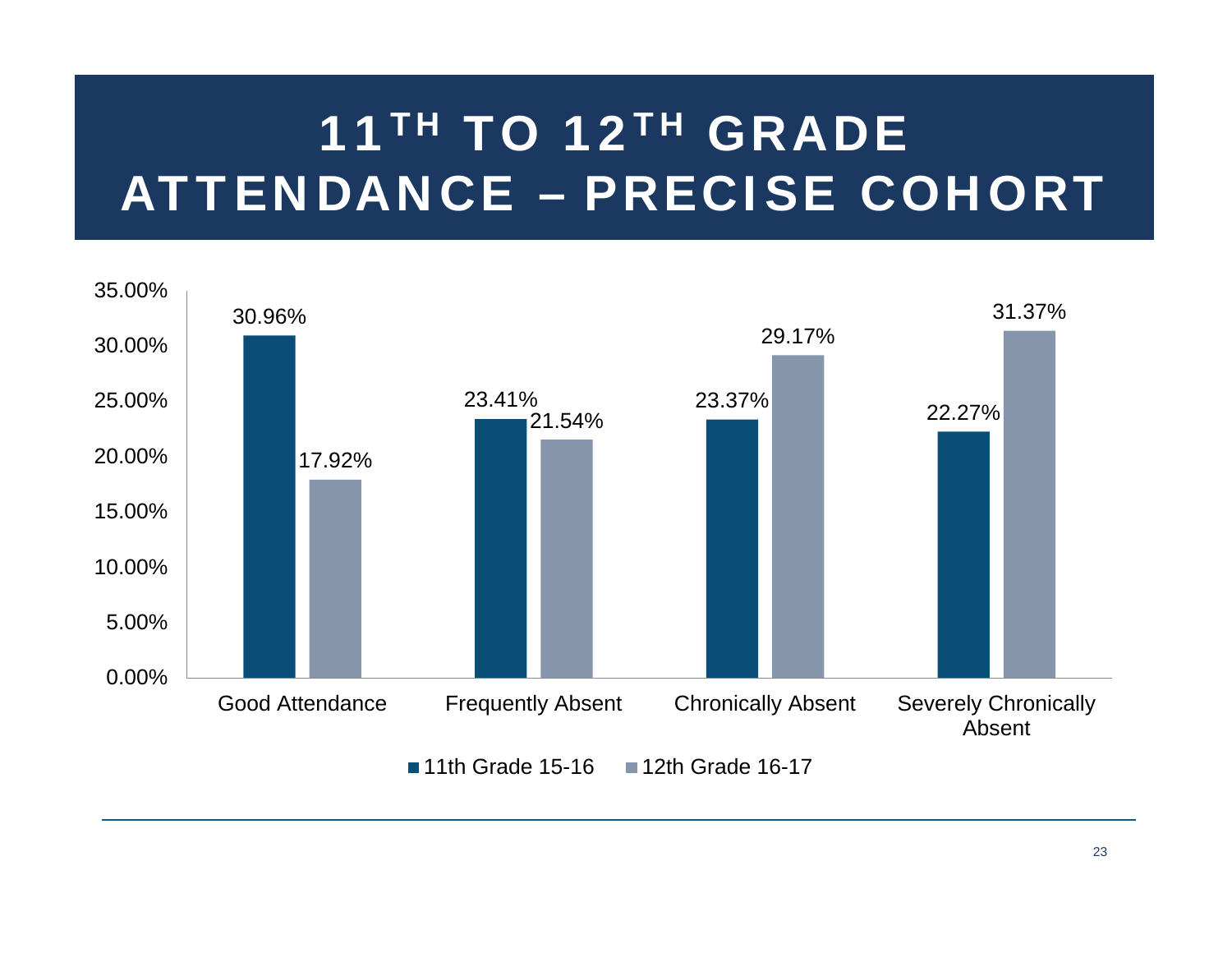# 11[TH] TO 12[TH] GRADE ATTENDANCE – PRECISE COHORT

| | 11th Grade 15-16 | 12th Grade 16-17 |
|---|---|---|
| Good Attendance | 30.96% | 17.92% |
| Frequently Absent | 23.41% | 21.54% |
| Chronically Absent | 23.37% | 29.17% |
| Severely Chronically Absent | 22.27% | 31.37% |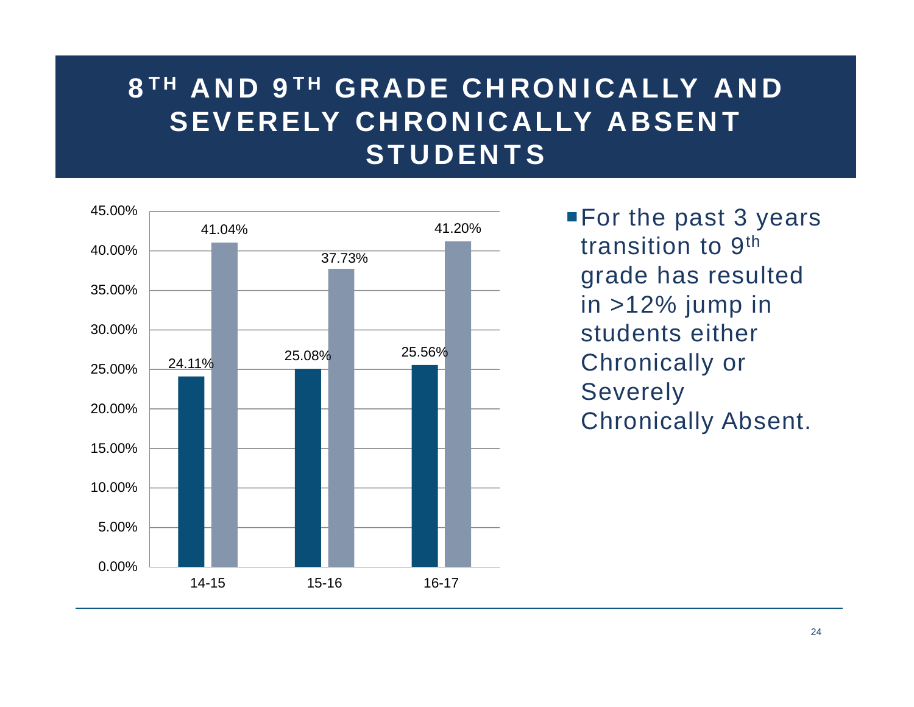# 8TH AND 9TH GRADE CHRONICALLY AND SEVERELY CHRONICALLY ABSENT STUDENTS

| Year | 8th Grade | 9th Grade |
|---|---|---|
| 14-15 | 24.11% | 41.04% |
| 15-16 | 25.08% | 37.73% |
| 16-17 | 25.56% | 41.20% |

- For the past 3 years transition to 9th grade has resulted in >12% jump in students either Chronically or Severely Chronically Absent.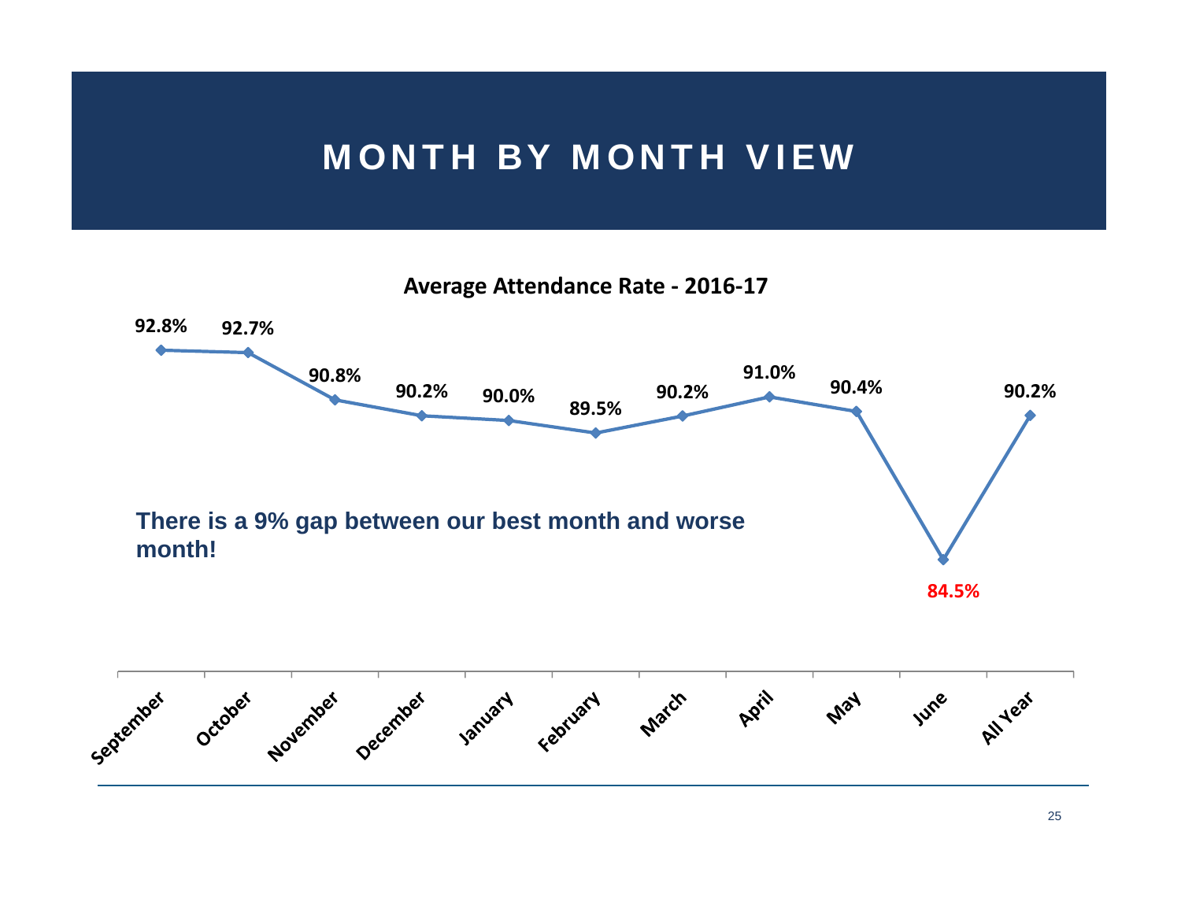# MONTH BY MONTH VIEW

**Average Attendance Rate - 2016-17**

| Month | Attendance Rate |
|---|---|
| September | 92.8% |
| October | 92.7% |
| November | 90.8% |
| December | 90.2% |
| January | 90.0% |
| February | 89.5% |
| March | 90.2% |
| April | 91.0% |
| May | 90.4% |
| June | 84.5% |
| All Year | 90.2% |

**There is a 9% gap between our best month and worse month!**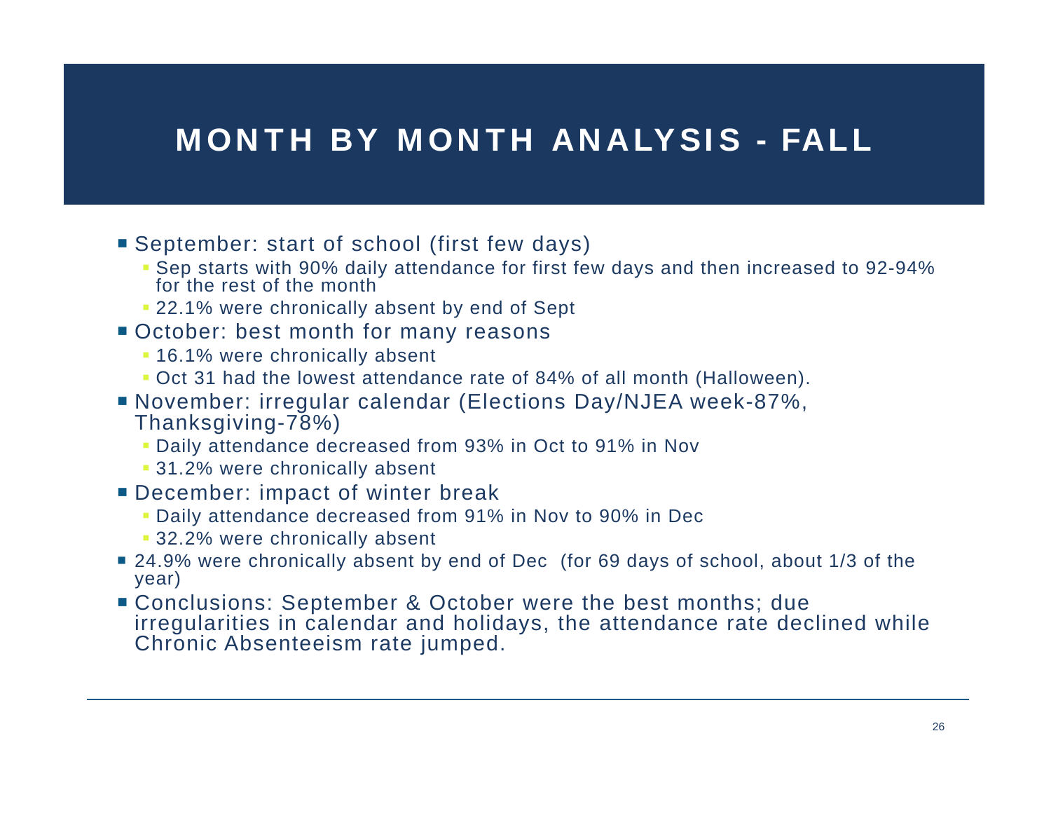# MONTH BY MONTH ANALYSIS - FALL

- September: start of school (first few days)
  - Sep starts with 90% daily attendance for first few days and then increased to 92-94% for the rest of the month
  - 22.1% were chronically absent by end of Sept
- October: best month for many reasons
  - 16.1% were chronically absent
  - Oct 31 had the lowest attendance rate of 84% of all month (Halloween).
- November: irregular calendar (Elections Day/NJEA week-87%, Thanksgiving-78%)
  - Daily attendance decreased from 93% in Oct to 91% in Nov
  - 31.2% were chronically absent
- December: impact of winter break
  - Daily attendance decreased from 91% in Nov to 90% in Dec
  - 32.2% were chronically absent
- 24.9% were chronically absent by end of Dec (for 69 days of school, about 1/3 of the year)
- Conclusions: September & October were the best months; due irregularities in calendar and holidays, the attendance rate declined while Chronic Absenteeism rate jumped.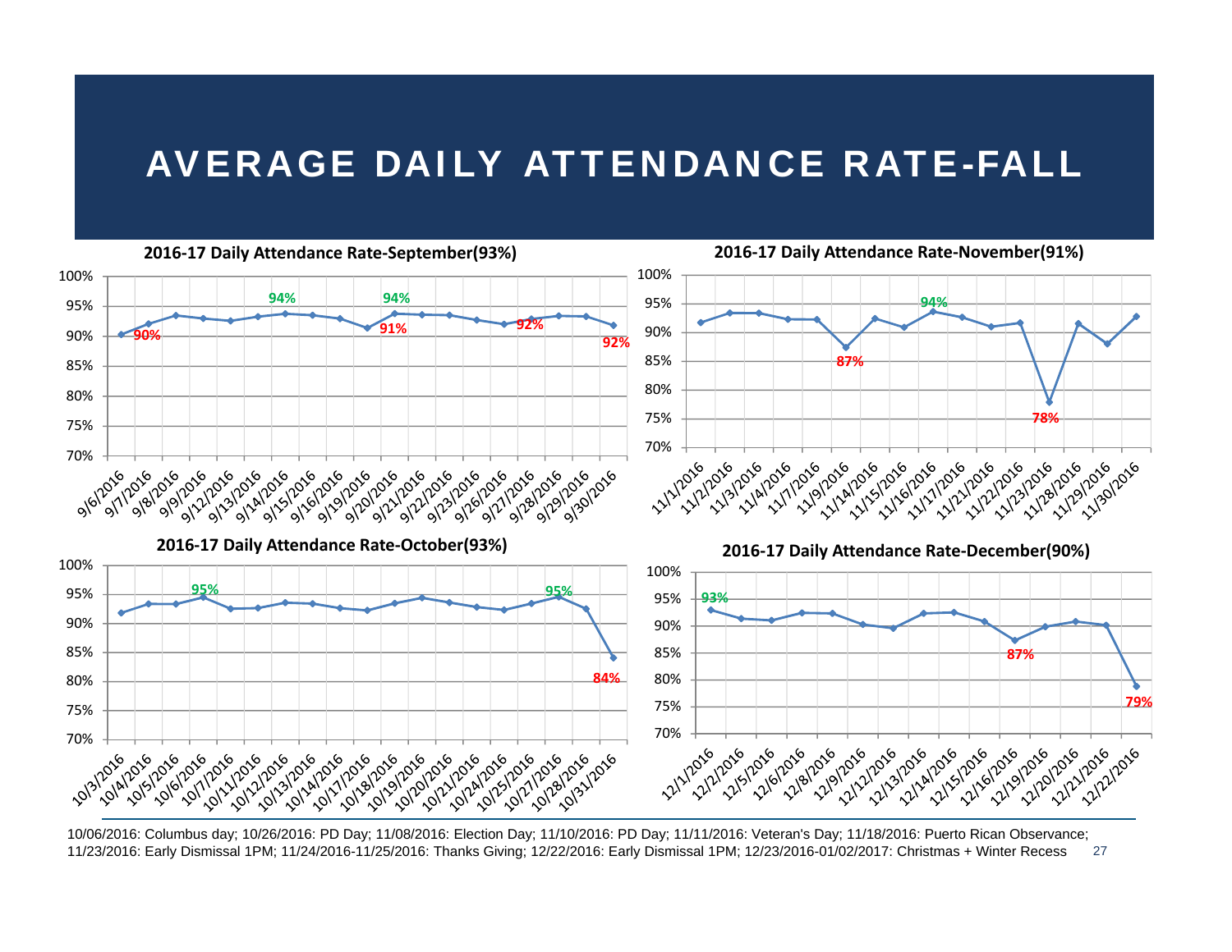# AVERAGE DAILY ATTENDANCE RATE-FALL

### 2016-17 Daily Attendance Rate-September(93%)

| Date | Label |
|---|---|
| 9/6/2016 | 90% |
| 9/14/2016 | 94% |
| 9/19/2016 | 91% |
| 9/20/2016 | 94% |
| 9/26/2016 | 92% |
| 9/30/2016 | 92% |

### 2016-17 Daily Attendance Rate-November(91%)

| Date | Label |
|---|---|
| 11/9/2016 | 87% |
| 11/16/2016 | 94% |
| 11/23/2016 | 78% |

### 2016-17 Daily Attendance Rate-October(93%)

| Date | Label |
|---|---|
| 10/6/2016 | 95% |
| 10/27/2016 | 95% |
| 10/31/2016 | 84% |

### 2016-17 Daily Attendance Rate-December(90%)

| Date | Label |
|---|---|
| 12/1/2016 | 93% |
| 12/16/2016 | 87% |
| 12/22/2016 | 79% |

10/06/2016: Columbus day; 10/26/2016: PD Day; 11/08/2016: Election Day; 11/10/2016: PD Day; 11/11/2016: Veteran's Day; 11/18/2016: Puerto Rican Observance; 11/23/2016: Early Dismissal 1PM; 11/24/2016-11/25/2016: Thanks Giving; 12/22/2016: Early Dismissal 1PM; 12/23/2016-01/02/2017: Christmas + Winter Recess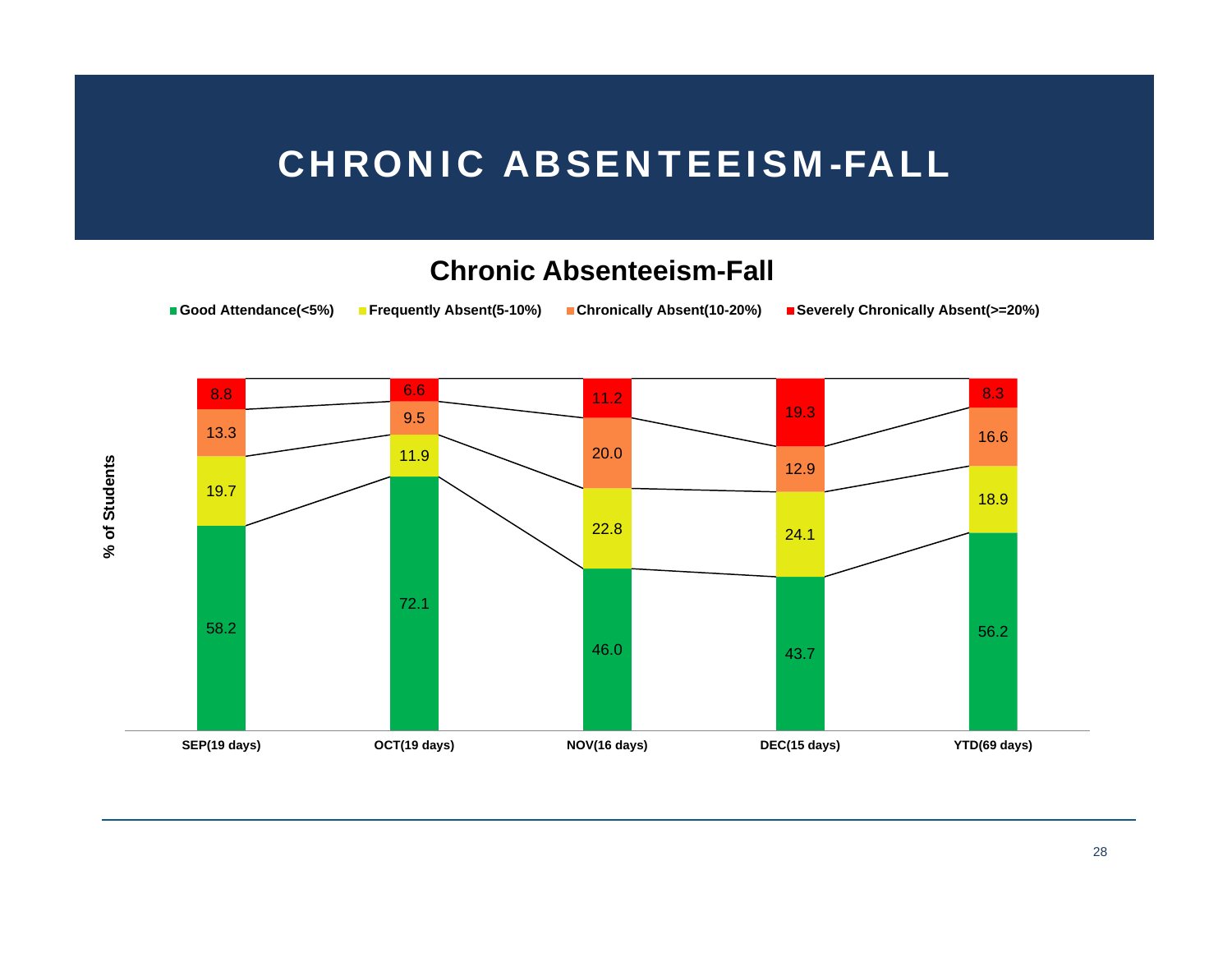# CHRONIC ABSENTEEISM-FALL

## Chronic Absenteeism-Fall

| % of Students | SEP(19 days) | OCT(19 days) | NOV(16 days) | DEC(15 days) | YTD(69 days) |
|---|---|---|---|---|---|
| Good Attendance(<5%) | 58.2 | 72.1 | 46.0 | 43.7 | 56.2 |
| Frequently Absent(5-10%) | 19.7 | 11.9 | 22.8 | 24.1 | 18.9 |
| Chronically Absent(10-20%) | 13.3 | 9.5 | 20.0 | 12.9 | 16.6 |
| Severely Chronically Absent(>=20%) | 8.8 | 6.6 | 11.2 | 19.3 | 8.3 |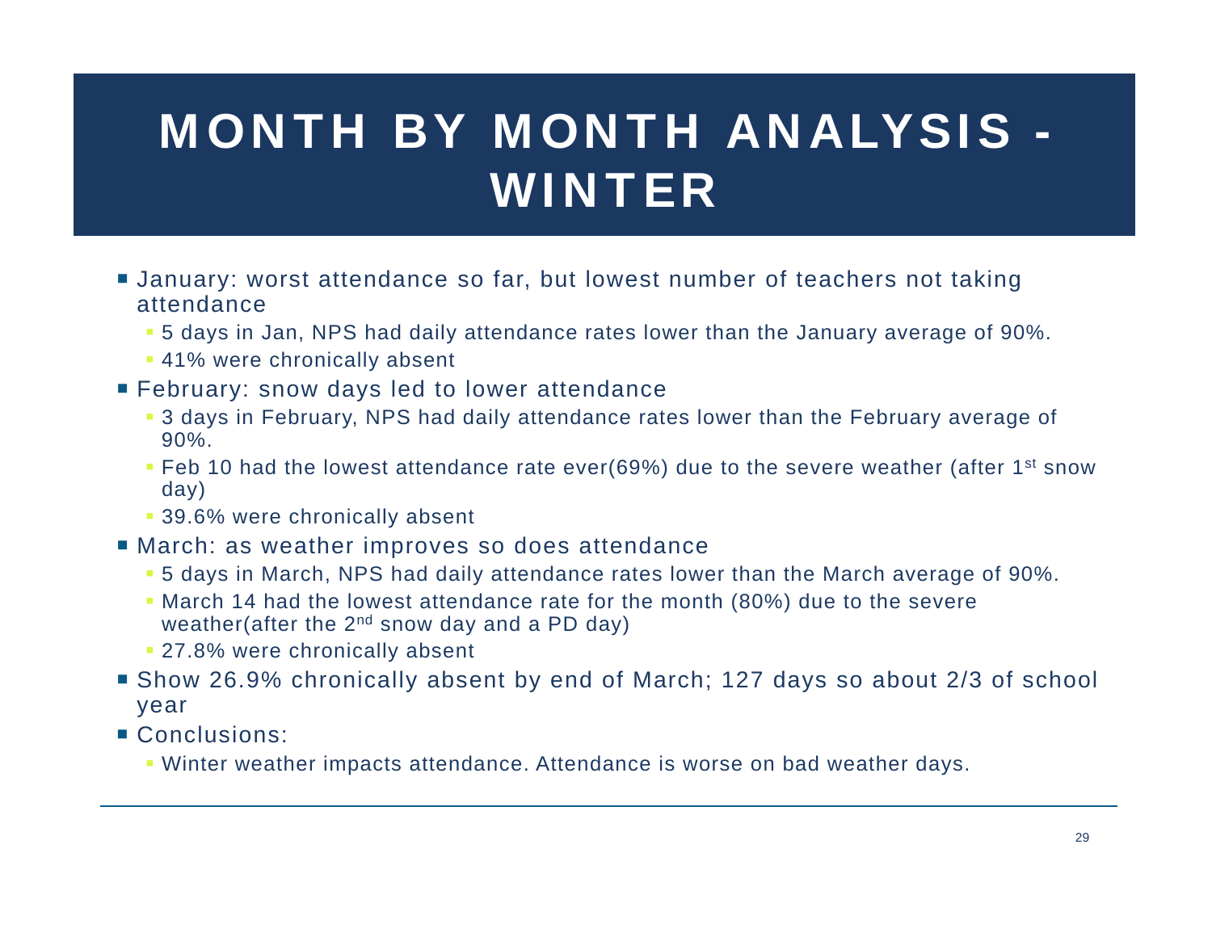# MONTH BY MONTH ANALYSIS - WINTER

- January: worst attendance so far, but lowest number of teachers not taking attendance
  - 5 days in Jan, NPS had daily attendance rates lower than the January average of 90%.
  - 41% were chronically absent
- February: snow days led to lower attendance
  - 3 days in February, NPS had daily attendance rates lower than the February average of 90%.
  - Feb 10 had the lowest attendance rate ever(69%) due to the severe weather (after 1st snow day)
  - 39.6% were chronically absent
- March: as weather improves so does attendance
  - 5 days in March, NPS had daily attendance rates lower than the March average of 90%.
  - March 14 had the lowest attendance rate for the month (80%) due to the severe weather(after the 2nd snow day and a PD day)
  - 27.8% were chronically absent
- Show 26.9% chronically absent by end of March; 127 days so about 2/3 of school year
- Conclusions:
  - Winter weather impacts attendance. Attendance is worse on bad weather days.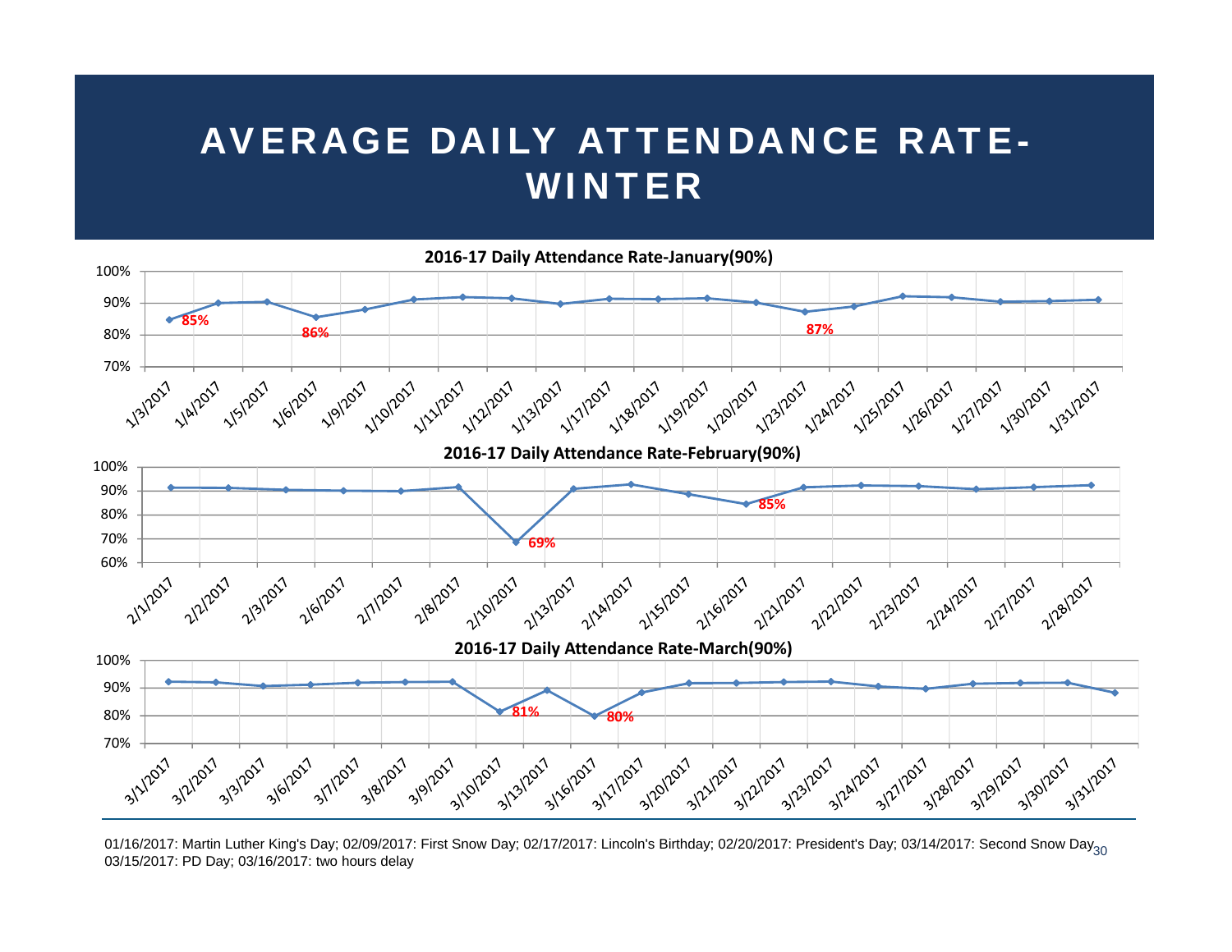# AVERAGE DAILY ATTENDANCE RATE-WINTER

**2016-17 Daily Attendance Rate-January(90%)**

100%
90%
80%
70%

85% 86% 87%

1/3/2017 1/4/2017 1/5/2017 1/6/2017 1/9/2017 1/10/2017 1/11/2017 1/12/2017 1/13/2017 1/17/2017 1/18/2017 1/19/2017 1/20/2017 1/23/2017 1/24/2017 1/25/2017 1/26/2017 1/27/2017 1/30/2017 1/31/2017

**2016-17 Daily Attendance Rate-February(90%)**

100%
90%
80%
70%
60%

69% 85%

2/1/2017 2/2/2017 2/3/2017 2/6/2017 2/7/2017 2/8/2017 2/10/2017 2/13/2017 2/14/2017 2/15/2017 2/16/2017 2/21/2017 2/22/2017 2/23/2017 2/24/2017 2/27/2017 2/28/2017

**2016-17 Daily Attendance Rate-March(90%)**

100%
90%
80%
70%

81% 80%

3/1/2017 3/2/2017 3/3/2017 3/6/2017 3/7/2017 3/8/2017 3/9/2017 3/10/2017 3/13/2017 3/16/2017 3/17/2017 3/20/2017 3/21/2017 3/22/2017 3/23/2017 3/24/2017 3/27/2017 3/28/2017 3/29/2017 3/30/2017 3/31/2017

01/16/2017: Martin Luther King's Day; 02/09/2017: First Snow Day; 02/17/2017: Lincoln's Birthday; 02/20/2017: President's Day; 03/14/2017: Second Snow Day; 03/15/2017: PD Day; 03/16/2017: two hours delay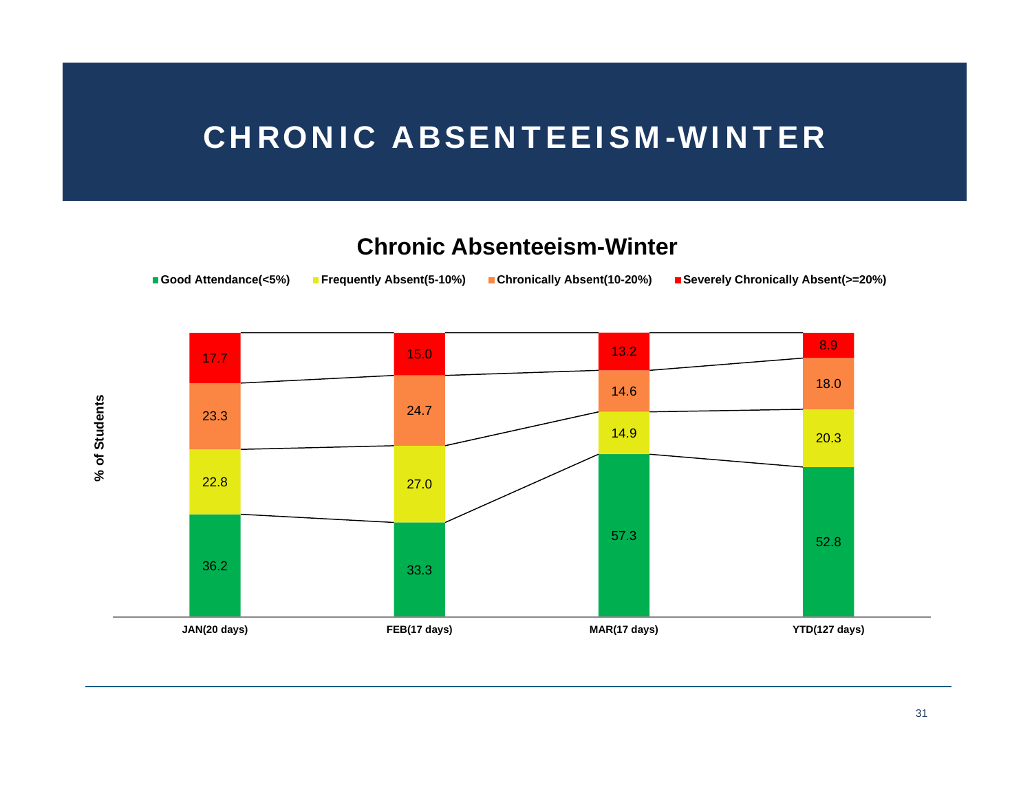# CHRONIC ABSENTEEISM-WINTER

## Chronic Absenteeism-Winter

| % of Students | JAN(20 days) | FEB(17 days) | MAR(17 days) | YTD(127 days) |
|---|---|---|---|---|
| Good Attendance(<5%) | 36.2 | 33.3 | 57.3 | 52.8 |
| Frequently Absent(5-10%) | 22.8 | 27.0 | 14.9 | 20.3 |
| Chronically Absent(10-20%) | 23.3 | 24.7 | 14.6 | 18.0 |
| Severely Chronically Absent(>=20%) | 17.7 | 15.0 | 13.2 | 8.9 |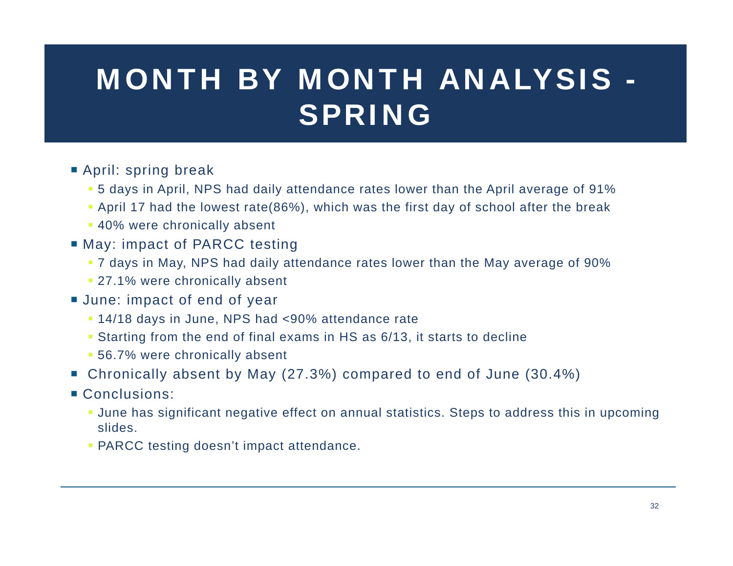# MONTH BY MONTH ANALYSIS - SPRING

- April: spring break
  - 5 days in April, NPS had daily attendance rates lower than the April average of 91%
  - April 17 had the lowest rate(86%), which was the first day of school after the break
  - 40% were chronically absent
- May: impact of PARCC testing
  - 7 days in May, NPS had daily attendance rates lower than the May average of 90%
  - 27.1% were chronically absent
- June: impact of end of year
  - 14/18 days in June, NPS had <90% attendance rate
  - Starting from the end of final exams in HS as 6/13, it starts to decline
  - 56.7% were chronically absent
- Chronically absent by May (27.3%) compared to end of June (30.4%)
- Conclusions:
  - June has significant negative effect on annual statistics. Steps to address this in upcoming slides.
  - PARCC testing doesn't impact attendance.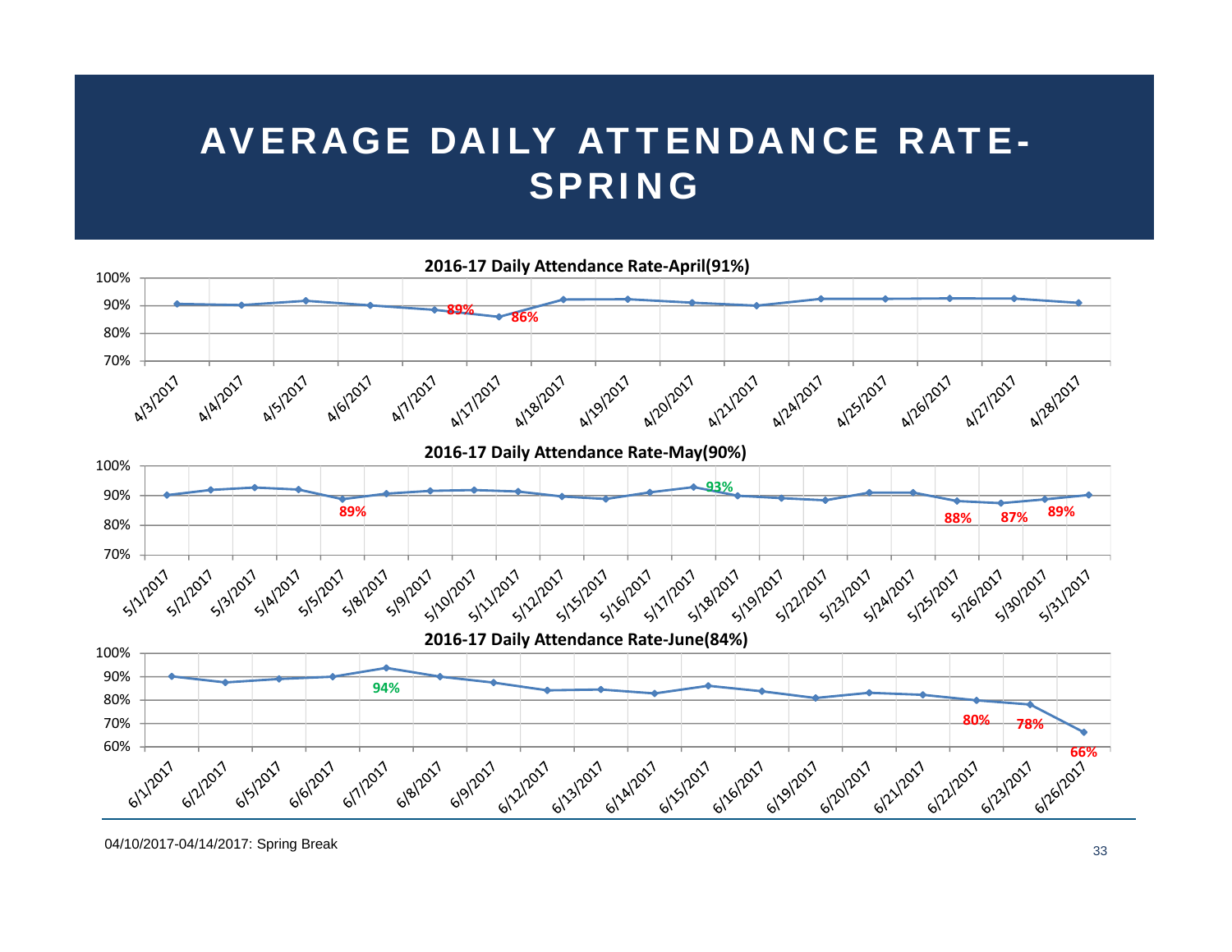# AVERAGE DAILY ATTENDANCE RATE-SPRING

**2016-17 Daily Attendance Rate-April(91%)**

100%
90%
80%
70%

89% 86%

4/3/2017 4/4/2017 4/5/2017 4/6/2017 4/7/2017 4/17/2017 4/18/2017 4/19/2017 4/20/2017 4/21/2017 4/24/2017 4/25/2017 4/26/2017 4/27/2017 4/28/2017

**2016-17 Daily Attendance Rate-May(90%)**

100%
90%
80%
70%

93% 89% 88% 87% 89%

5/1/2017 5/2/2017 5/3/2017 5/4/2017 5/5/2017 5/8/2017 5/9/2017 5/10/2017 5/11/2017 5/12/2017 5/15/2017 5/16/2017 5/17/2017 5/18/2017 5/19/2017 5/22/2017 5/23/2017 5/24/2017 5/25/2017 5/26/2017 5/30/2017 5/31/2017

**2016-17 Daily Attendance Rate-June(84%)**

100%
90%
80%
70%
60%

94% 80% 78% 66%

6/1/2017 6/2/2017 6/5/2017 6/6/2017 6/7/2017 6/8/2017 6/9/2017 6/12/2017 6/13/2017 6/14/2017 6/15/2017 6/16/2017 6/19/2017 6/20/2017 6/21/2017 6/22/2017 6/23/2017 6/26/2017

04/10/2017-04/14/2017: Spring Break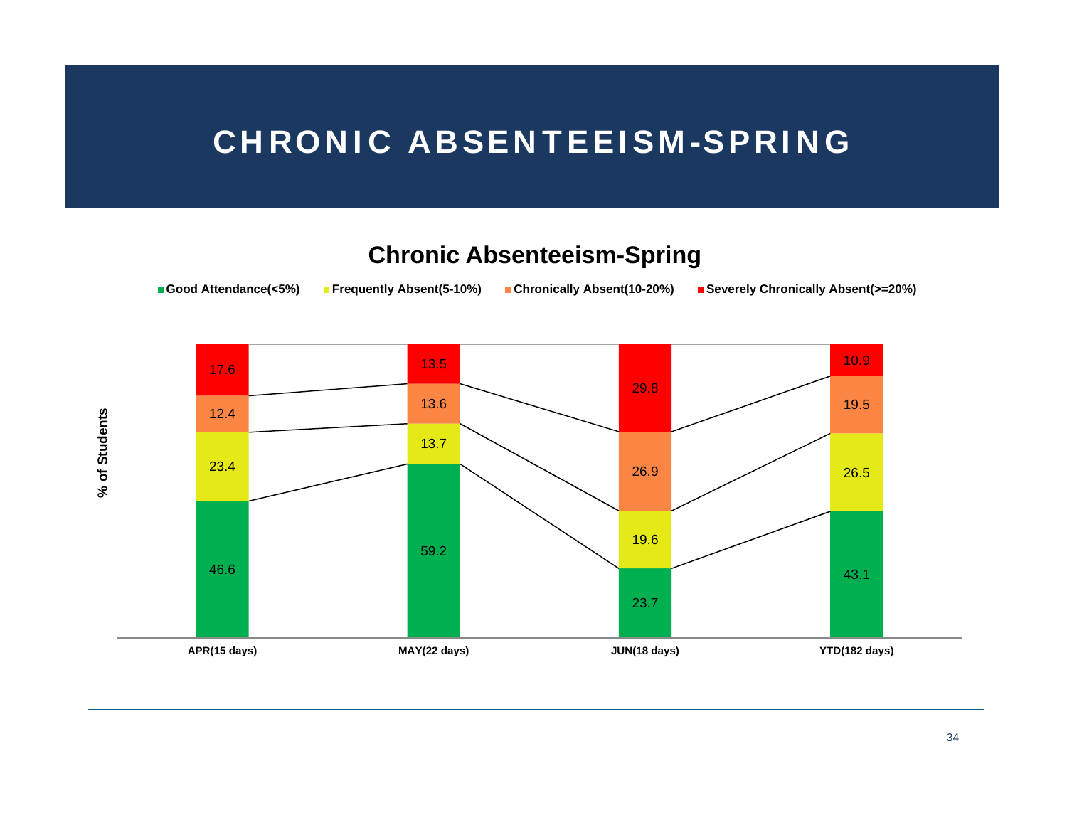# CHRONIC ABSENTEEISM-SPRING

## Chronic Absenteeism-Spring

| % of Students | APR(15 days) | MAY(22 days) | JUN(18 days) | YTD(182 days) |
|---|---|---|---|---|
| Good Attendance(<5%) | 46.6 | 59.2 | 23.7 | 43.1 |
| Frequently Absent(5-10%) | 23.4 | 13.7 | 19.6 | 26.5 |
| Chronically Absent(10-20%) | 12.4 | 13.6 | 26.9 | 19.5 |
| Severely Chronically Absent(>=20%) | 17.6 | 13.5 | 29.8 | 10.9 |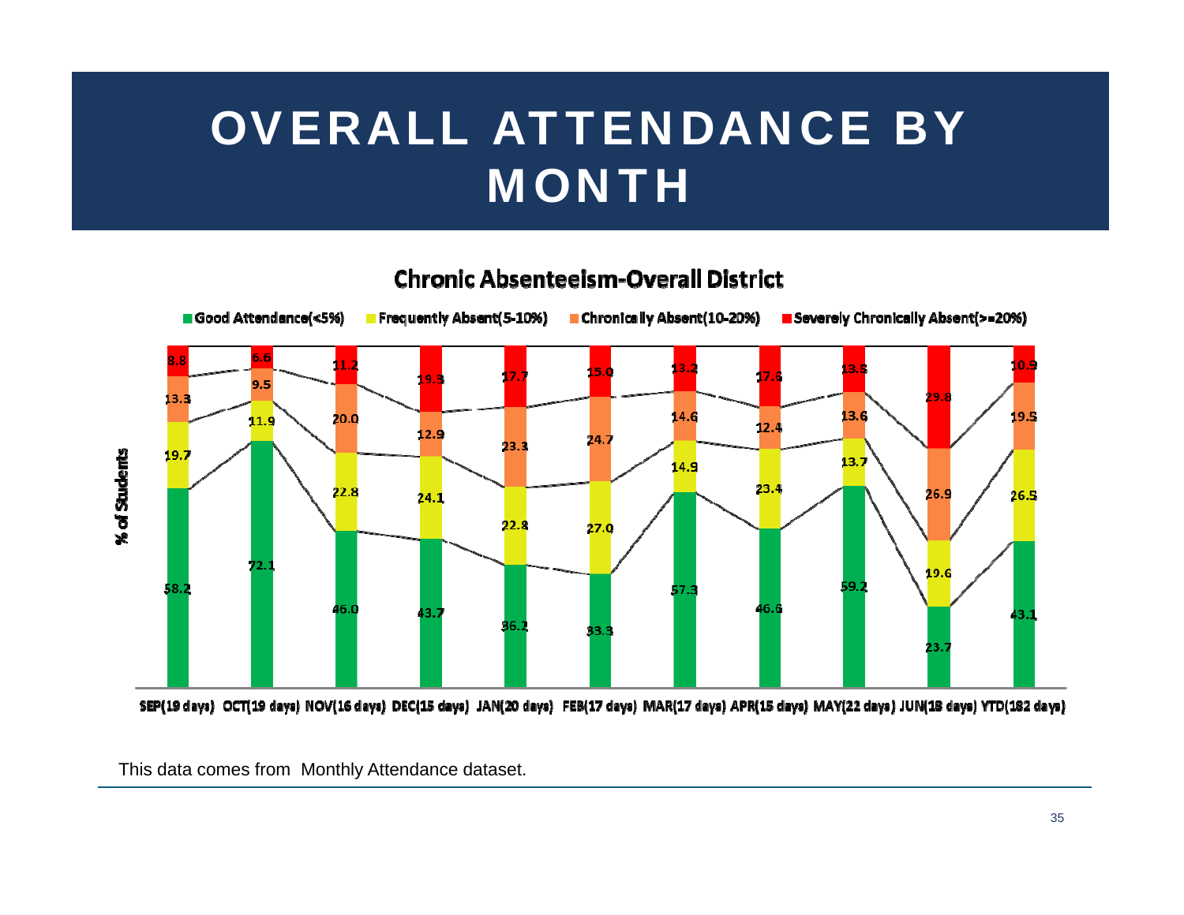# OVERALL ATTENDANCE BY MONTH

**Chronic Absenteeism-Overall District**

| Month | Good Attendance(<5%) | Frequently Absent(5-10%) | Chronically Absent(10-20%) | Severely Chronically Absent(>=20%) |
|---|---|---|---|---|
| SEP(19 days) | 58.2 | 19.7 | 13.3 | 8.8 |
| OCT(19 days) | 72.1 | 11.9 | 9.5 | 6.6 |
| NOV(16 days) | 46.0 | 22.8 | 20.0 | 11.2 |
| DEC(15 days) | 43.7 | 24.1 | 12.9 | 19.3 |
| JAN(20 days) | 36.2 | 22.8 | 23.3 | 17.7 |
| FEB(17 days) | 33.3 | 27.0 | 24.7 | 15.0 |
| MAR(17 days) | 57.3 | 14.9 | 14.6 | 13.2 |
| APR(15 days) | 46.6 | 23.4 | 12.4 | 17.6 |
| MAY(22 days) | 59.2 | 13.7 | 13.6 | 13.5 |
| JUN(18 days) | 23.7 | 19.6 | 26.9 | 29.8 |
| YTD(182 days) | 43.1 | 26.5 | 19.5 | 10.9 |

This data comes from Monthly Attendance dataset.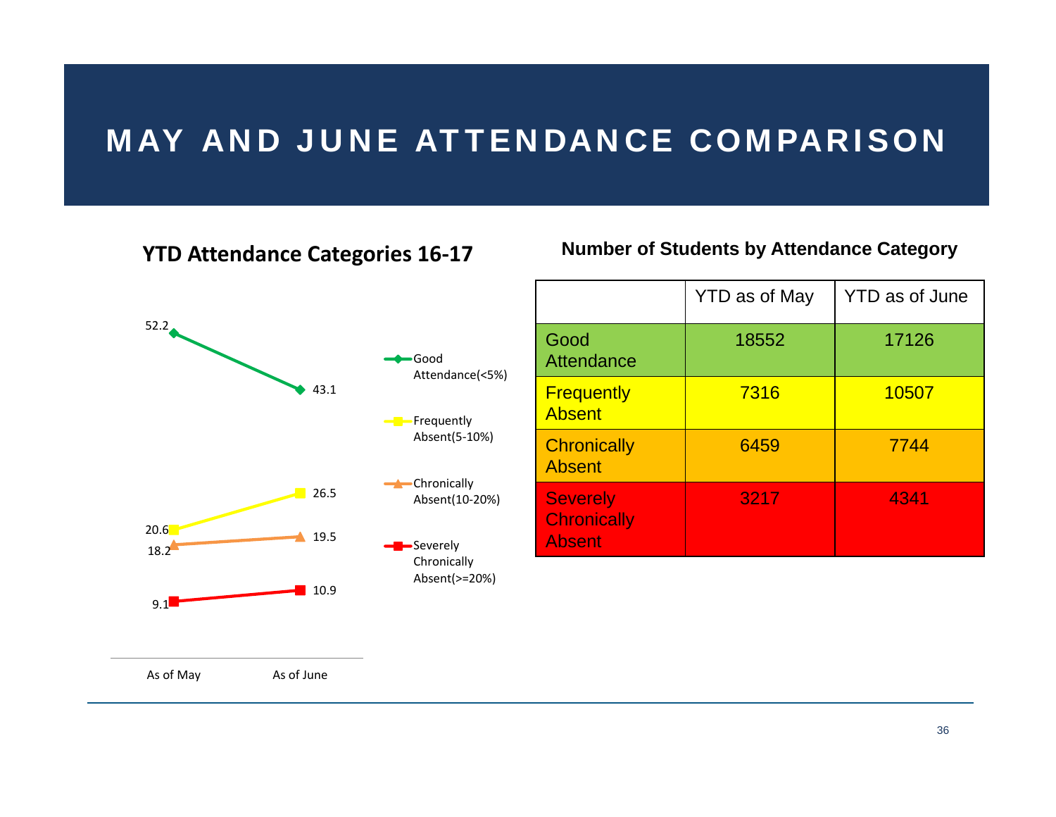# MAY AND JUNE ATTENDANCE COMPARISON

## YTD Attendance Categories 16-17

| | As of May | As of June |
|---|---|---|
| Good Attendance(<5%) | 52.2 | 43.1 |
| Frequently Absent(5-10%) | 20.6 | 26.5 |
| Chronically Absent(10-20%) | 18.2 | 19.5 |
| Severely Chronically Absent(>=20%) | 9.1 | 10.9 |

## Number of Students by Attendance Category

| | YTD as of May | YTD as of June |
|---|---|---|
| Good Attendance | 18552 | 17126 |
| Frequently Absent | 7316 | 10507 |
| Chronically Absent | 6459 | 7744 |
| Severely Chronically Absent | 3217 | 4341 |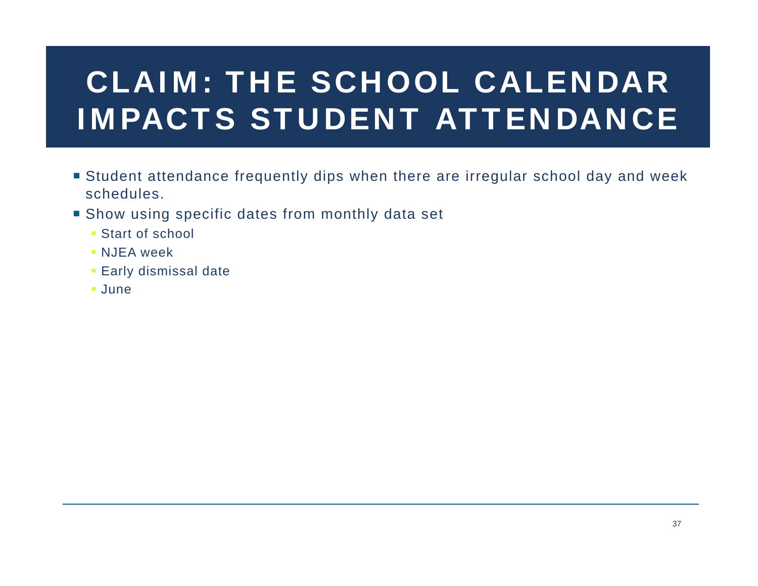# CLAIM: THE SCHOOL CALENDAR IMPACTS STUDENT ATTENDANCE

- Student attendance frequently dips when there are irregular school day and week schedules.
- Show using specific dates from monthly data set
  - Start of school
  - NJEA week
  - Early dismissal date
  - June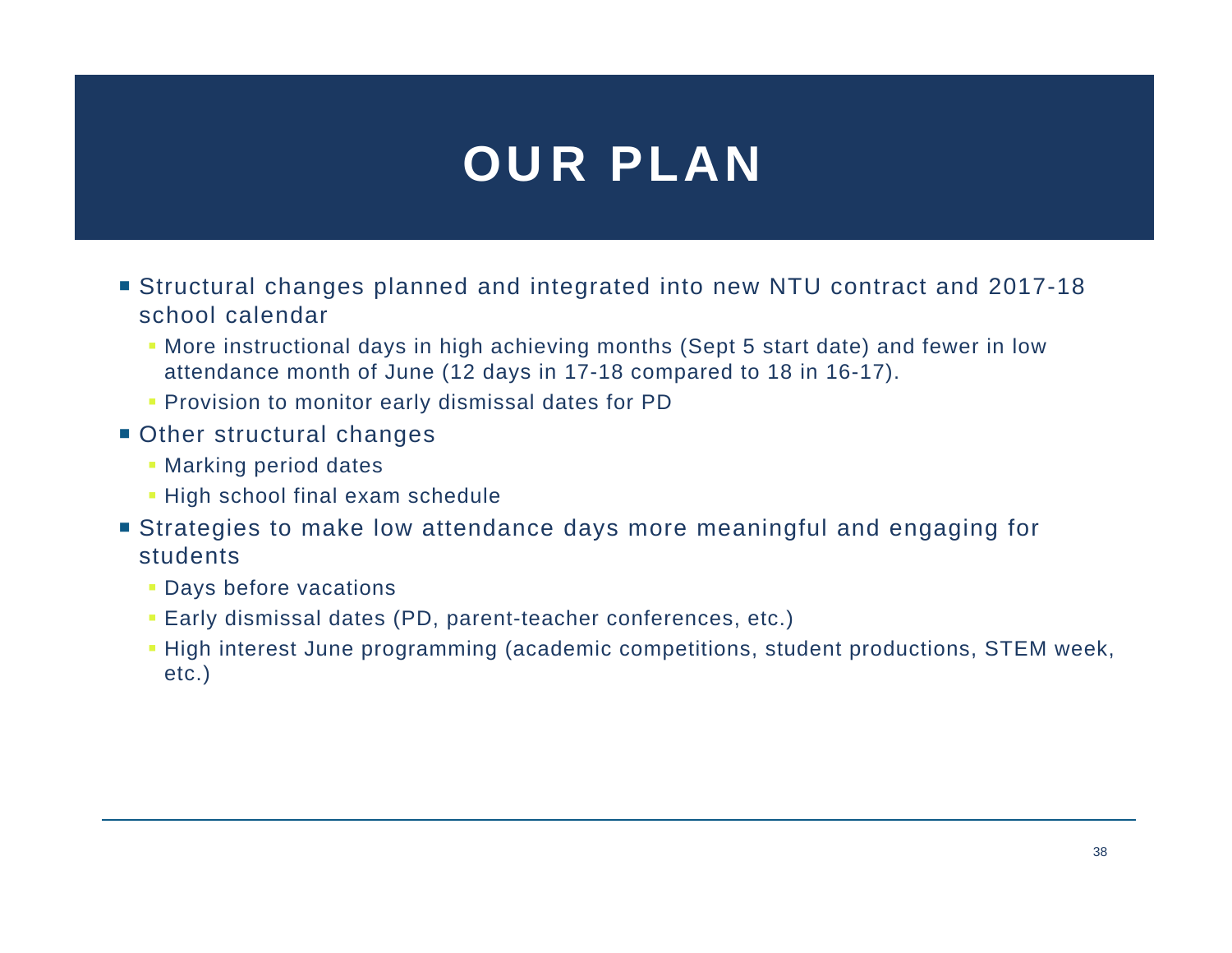# OUR PLAN

- Structural changes planned and integrated into new NTU contract and 2017-18 school calendar
  - More instructional days in high achieving months (Sept 5 start date) and fewer in low attendance month of June (12 days in 17-18 compared to 18 in 16-17).
  - Provision to monitor early dismissal dates for PD
- Other structural changes
  - Marking period dates
  - High school final exam schedule
- Strategies to make low attendance days more meaningful and engaging for students
  - Days before vacations
  - Early dismissal dates (PD, parent-teacher conferences, etc.)
  - High interest June programming (academic competitions, student productions, STEM week, etc.)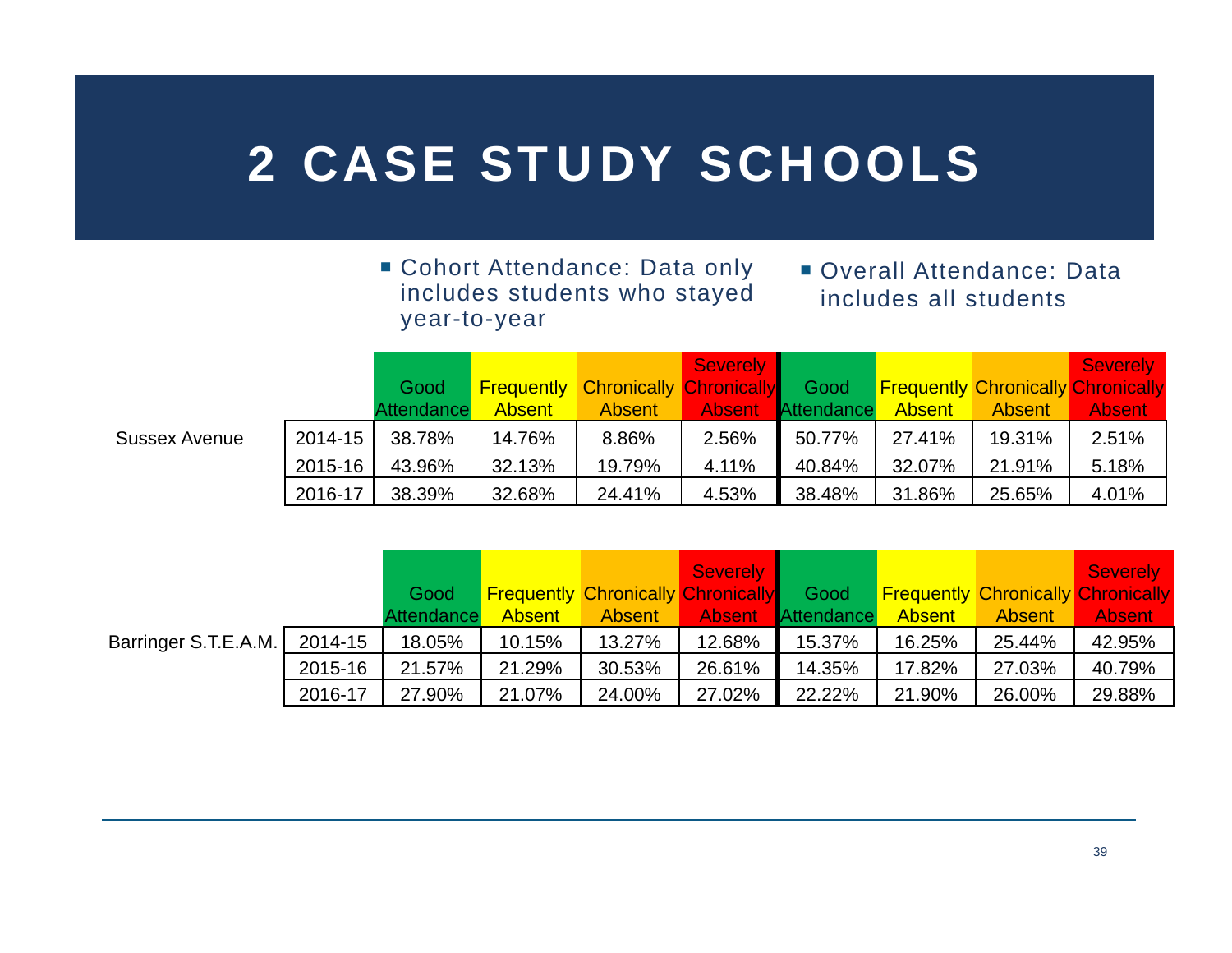# 2 CASE STUDY SCHOOLS

- Cohort Attendance: Data only includes students who stayed year-to-year
- Overall Attendance: Data includes all students

| | | Cohort Attendance | | | | Overall Attendance | | | |
|---|---|---|---|---|---|---|---|---|---|
| | | Good Attendance | Frequently Absent | Chronically Absent | Severely Chronically Absent | Good Attendance | Frequently Absent | Chronically Absent | Severely Chronically Absent |
| Sussex Avenue | 2014-15 | 38.78% | 14.76% | 8.86% | 2.56% | 50.77% | 27.41% | 19.31% | 2.51% |
| | 2015-16 | 43.96% | 32.13% | 19.79% | 4.11% | 40.84% | 32.07% | 21.91% | 5.18% |
| | 2016-17 | 38.39% | 32.68% | 24.41% | 4.53% | 38.48% | 31.86% | 25.65% | 4.01% |

| | | Cohort Attendance | | | | Overall Attendance | | | |
|---|---|---|---|---|---|---|---|---|---|
| | | Good Attendance | Frequently Absent | Chronically Absent | Severely Chronically Absent | Good Attendance | Frequently Absent | Chronically Absent | Severely Chronically Absent |
| Barringer S.T.E.A.M. | 2014-15 | 18.05% | 10.15% | 13.27% | 12.68% | 15.37% | 16.25% | 25.44% | 42.95% |
| | 2015-16 | 21.57% | 21.29% | 30.53% | 26.61% | 14.35% | 17.82% | 27.03% | 40.79% |
| | 2016-17 | 27.90% | 21.07% | 24.00% | 27.02% | 22.22% | 21.90% | 26.00% | 29.88% |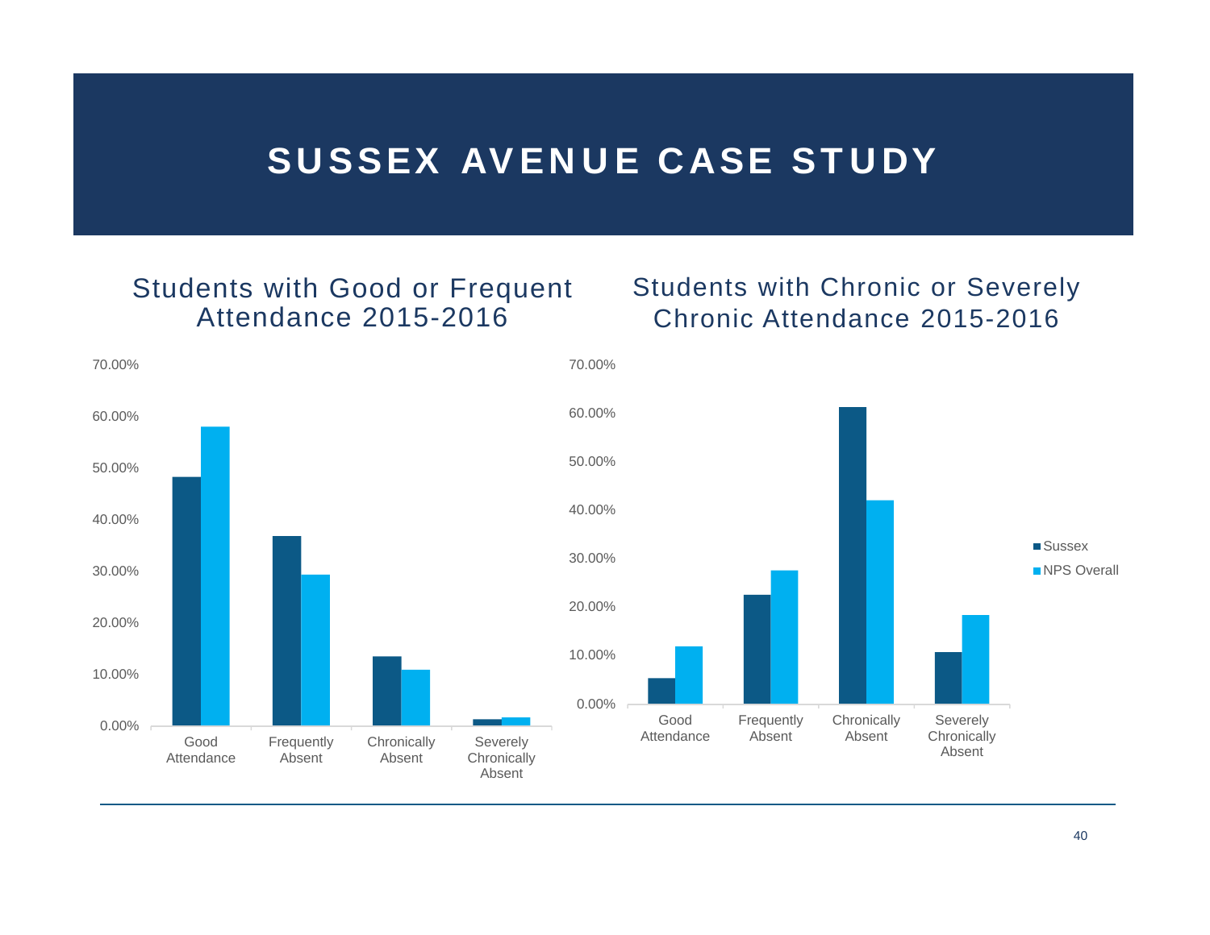# SUSSEX AVENUE CASE STUDY

## Students with Good or Frequent Attendance 2015-2016

70.00%
60.00%
50.00%
40.00%
30.00%
20.00%
10.00%
0.00%

Good Attendance | Frequently Absent | Chronically Absent | Severely Chronically Absent

## Students with Chronic or Severely Chronic Attendance 2015-2016

70.00%
60.00%
50.00%
40.00%
30.00%
20.00%
10.00%
0.00%

Good Attendance | Frequently Absent | Chronically Absent | Severely Chronically Absent

Sussex
NPS Overall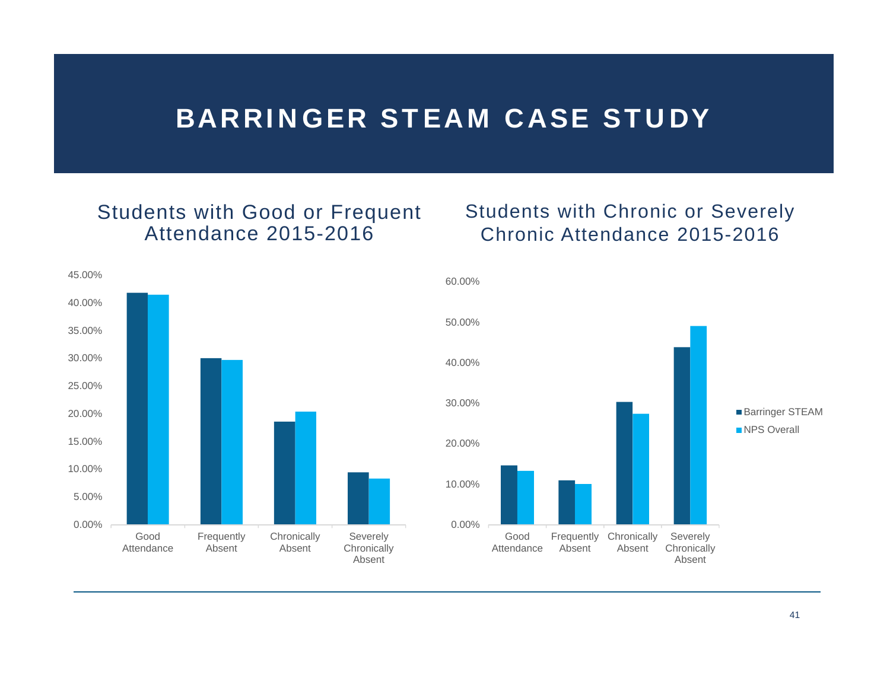# BARRINGER STEAM CASE STUDY

## Students with Good or Frequent Attendance 2015-2016

## Students with Chronic or Severely Chronic Attendance 2015-2016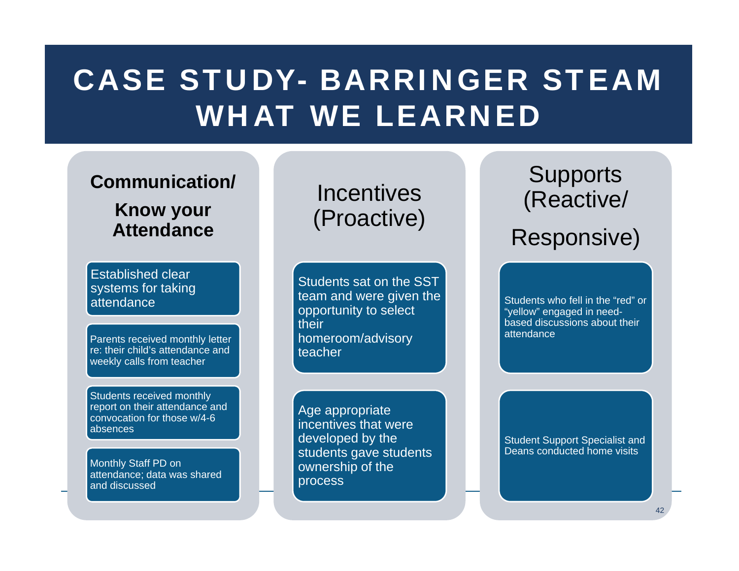# CASE STUDY- BARRINGER STEAM WHAT WE LEARNED

## Communication/ Know your Attendance

- Established clear systems for taking attendance
- Parents received monthly letter re: their child's attendance and weekly calls from teacher
- Students received monthly report on their attendance and convocation for those w/4-6 absences
- Monthly Staff PD on attendance; data was shared and discussed

## Incentives (Proactive)

- Students sat on the SST team and were given the opportunity to select their homeroom/advisory teacher
- Age appropriate incentives that were developed by the students gave students ownership of the process

## Supports (Reactive/ Responsive)

- Students who fell in the "red" or "yellow" engaged in need-based discussions about their attendance
- Student Support Specialist and Deans conducted home visits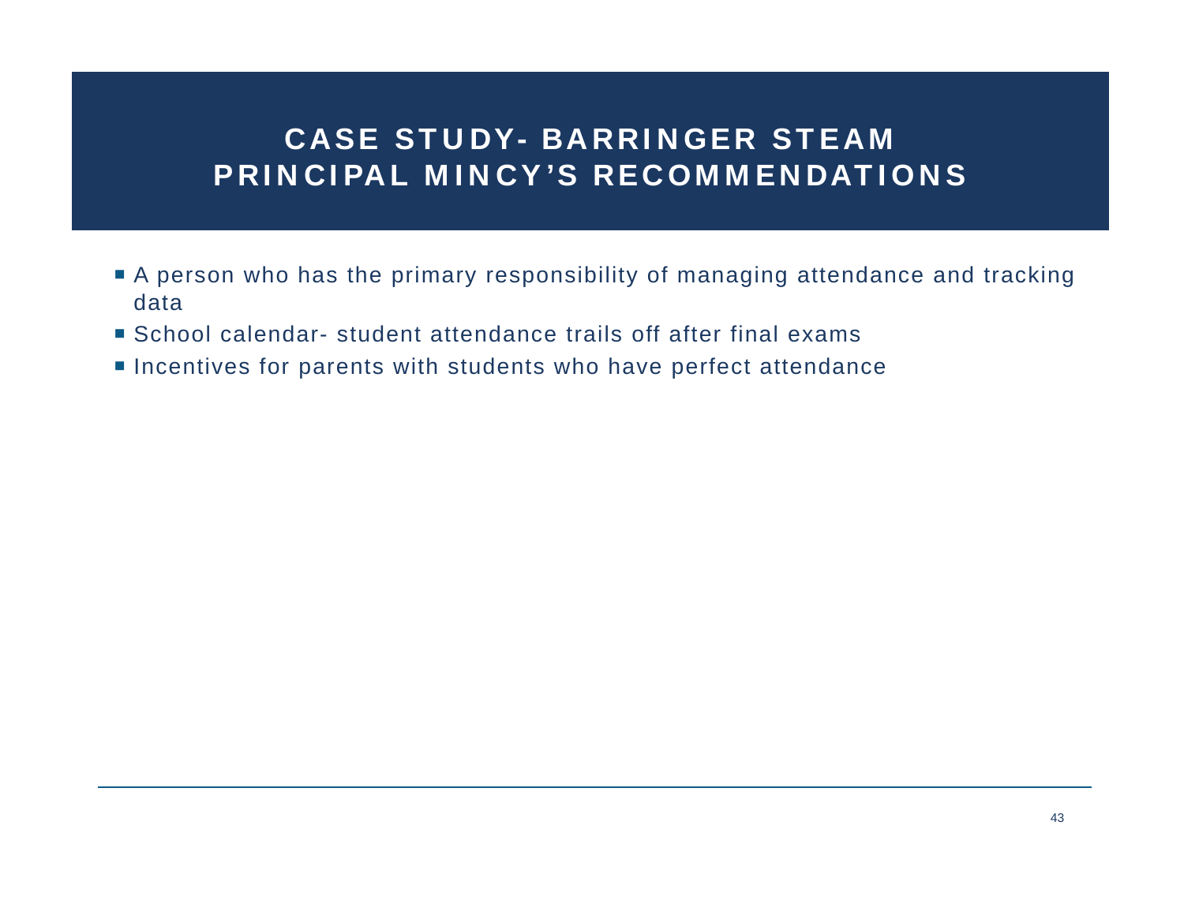# CASE STUDY- BARRINGER STEAM PRINCIPAL MINCY'S RECOMMENDATIONS

- A person who has the primary responsibility of managing attendance and tracking data
- School calendar- student attendance trails off after final exams
- Incentives for parents with students who have perfect attendance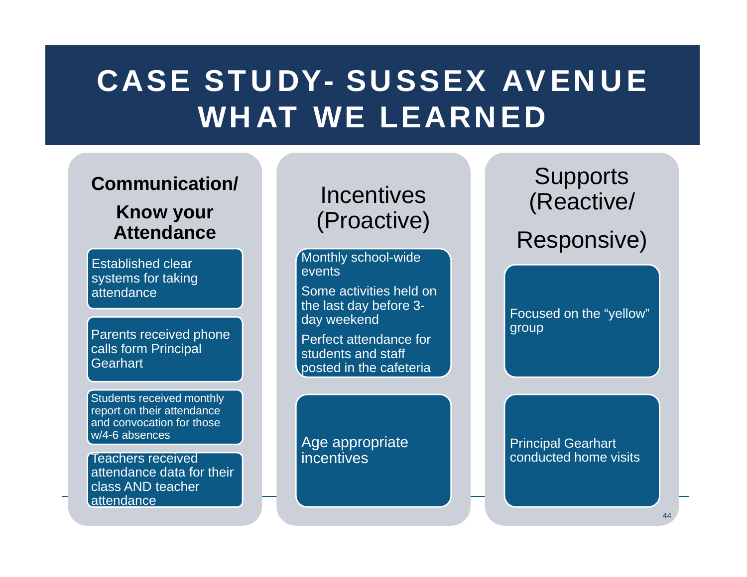# CASE STUDY- SUSSEX AVENUE WHAT WE LEARNED

## Communication/ Know your Attendance

- Established clear systems for taking attendance
- Parents received phone calls form Principal Gearhart
- Students received monthly report on their attendance and convocation for those w/4-6 absences
- Teachers received attendance data for their class AND teacher attendance

## Incentives (Proactive)

- Monthly school-wide events
- Some activities held on the last day before 3-day weekend
- Perfect attendance for students and staff posted in the cafeteria
- Age appropriate incentives

## Supports (Reactive/ Responsive)

- Focused on the “yellow” group
- Principal Gearhart conducted home visits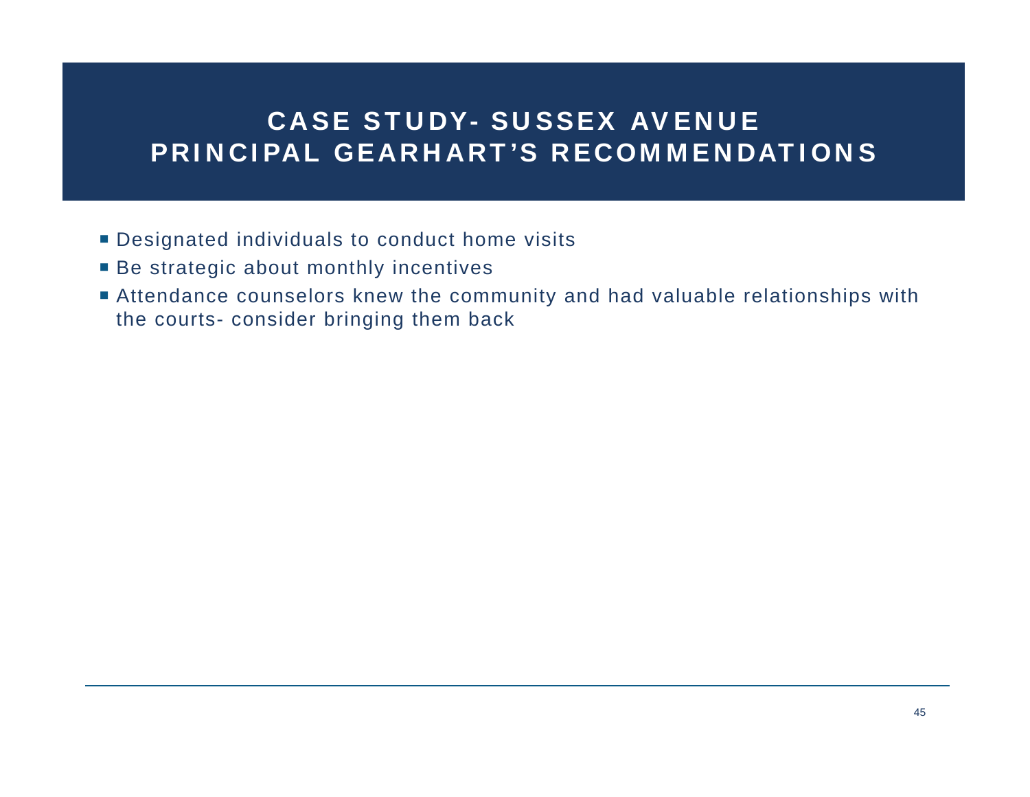# CASE STUDY- SUSSEX AVENUE PRINCIPAL GEARHART'S RECOMMENDATIONS

- Designated individuals to conduct home visits
- Be strategic about monthly incentives
- Attendance counselors knew the community and had valuable relationships with the courts- consider bringing them back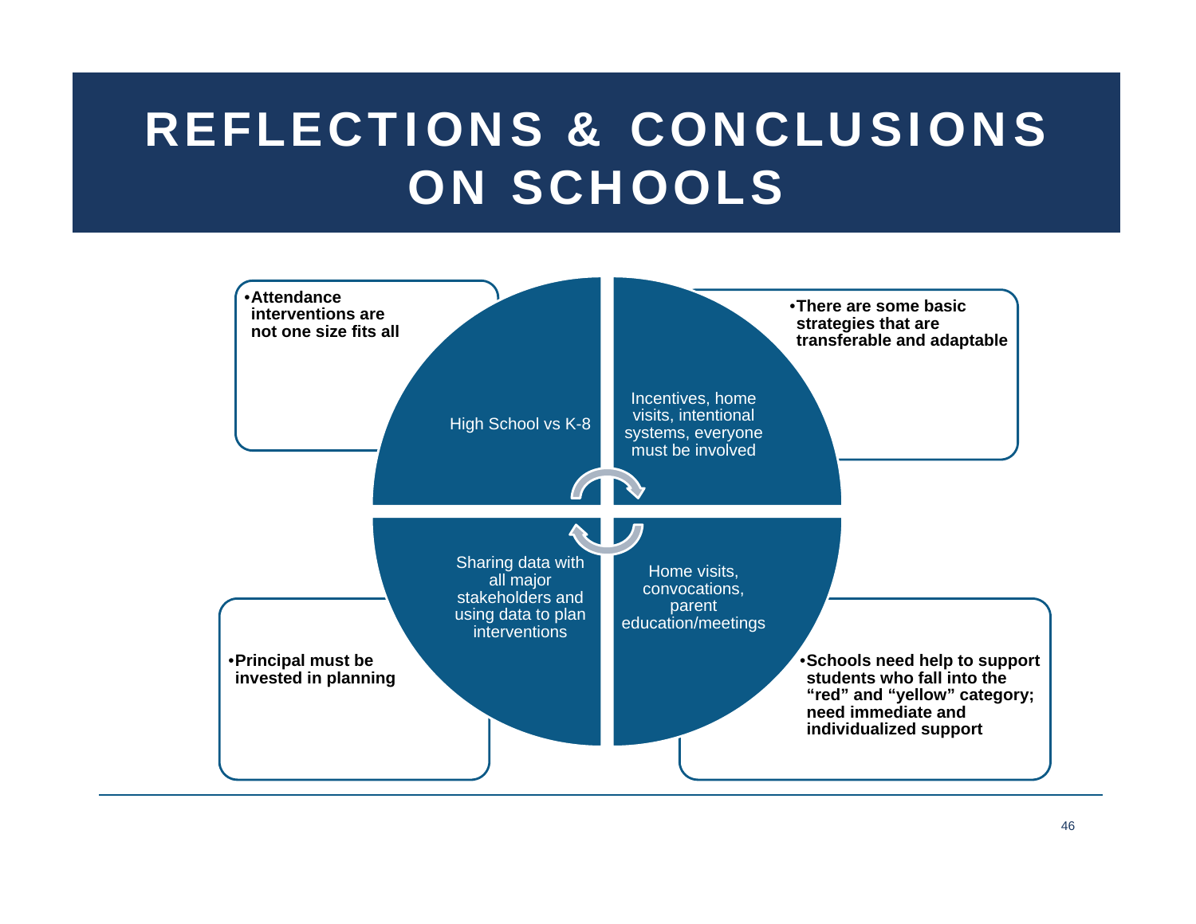# REFLECTIONS & CONCLUSIONS ON SCHOOLS

- **Attendance interventions are not one size fits all**

High School vs K-8

- **There are some basic strategies that are transferable and adaptable**

Incentives, home visits, intentional systems, everyone must be involved

- **Principal must be invested in planning**

Sharing data with all major stakeholders and using data to plan interventions

- **Schools need help to support students who fall into the "red" and "yellow" category; need immediate and individualized support**

Home visits, convocations, parent education/meetings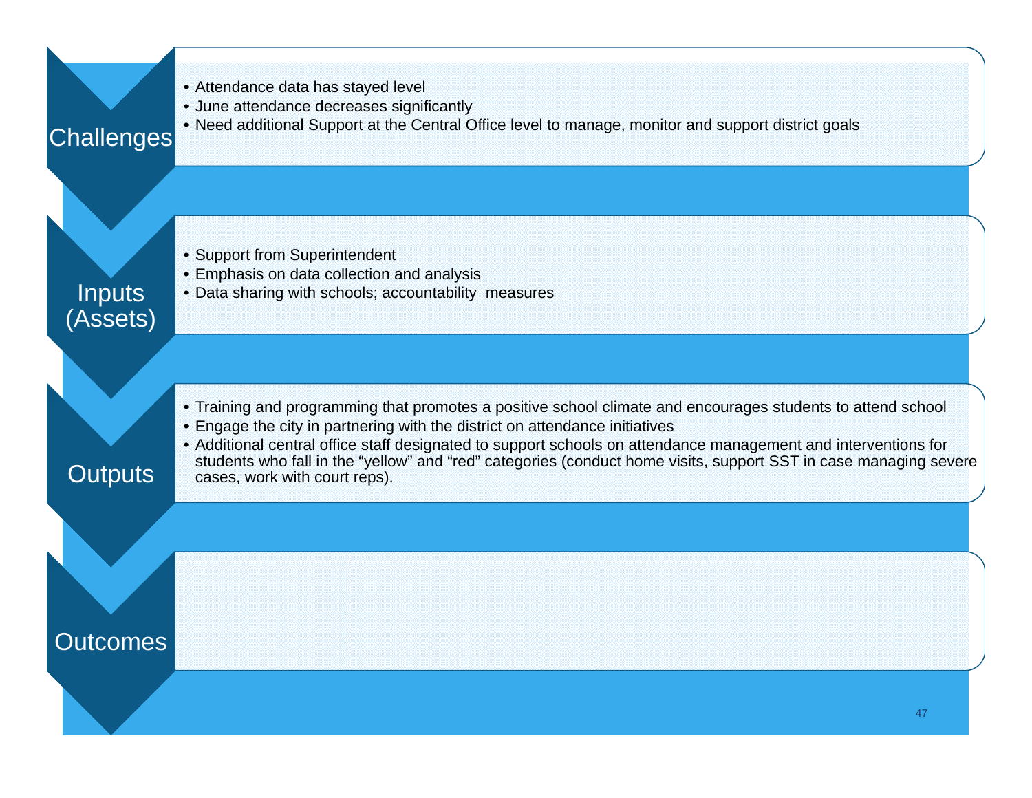## Challenges

- Attendance data has stayed level
- June attendance decreases significantly
- Need additional Support at the Central Office level to manage, monitor and support district goals

## Inputs (Assets)

- Support from Superintendent
- Emphasis on data collection and analysis
- Data sharing with schools; accountability measures

## Outputs

- Training and programming that promotes a positive school climate and encourages students to attend school
- Engage the city in partnering with the district on attendance initiatives
- Additional central office staff designated to support schools on attendance management and interventions for students who fall in the "yellow" and "red" categories (conduct home visits, support SST in case managing severe cases, work with court reps).

## Outcomes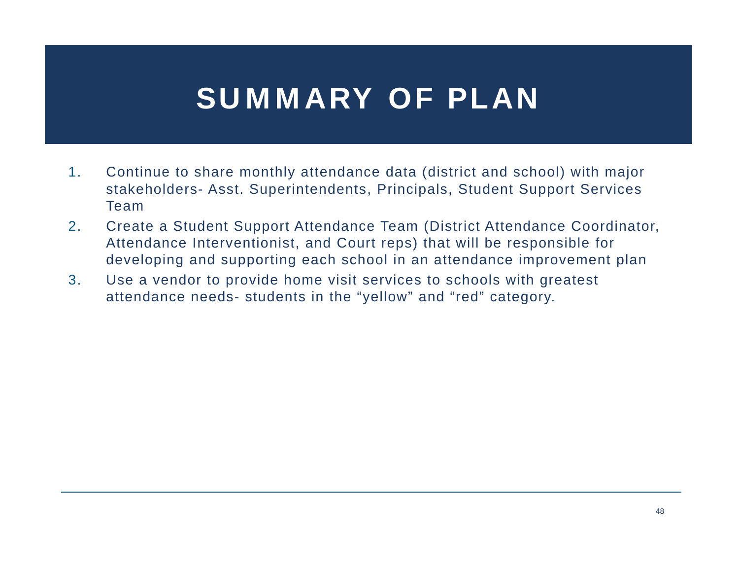# SUMMARY OF PLAN

1. Continue to share monthly attendance data (district and school) with major stakeholders- Asst. Superintendents, Principals, Student Support Services Team
2. Create a Student Support Attendance Team (District Attendance Coordinator, Attendance Interventionist, and Court reps) that will be responsible for developing and supporting each school in an attendance improvement plan
3. Use a vendor to provide home visit services to schools with greatest attendance needs- students in the “yellow” and “red” category.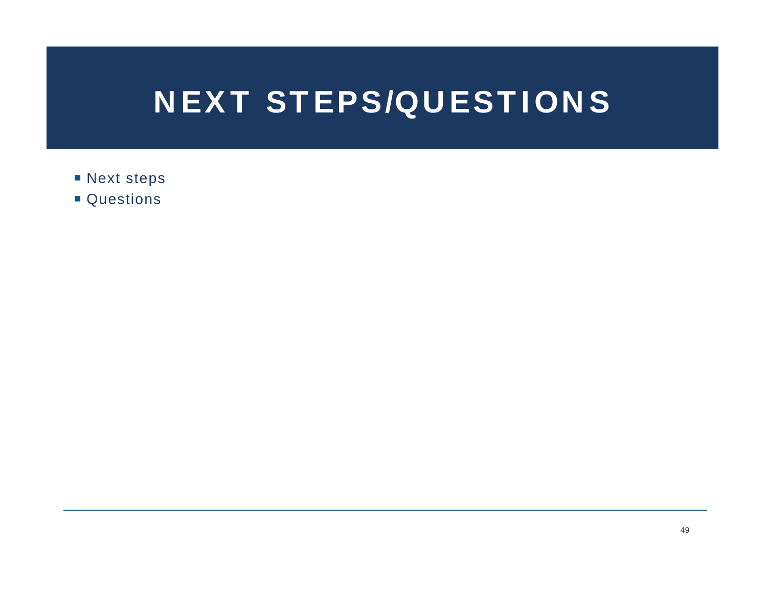# NEXT STEPS/QUESTIONS

- Next steps
- Questions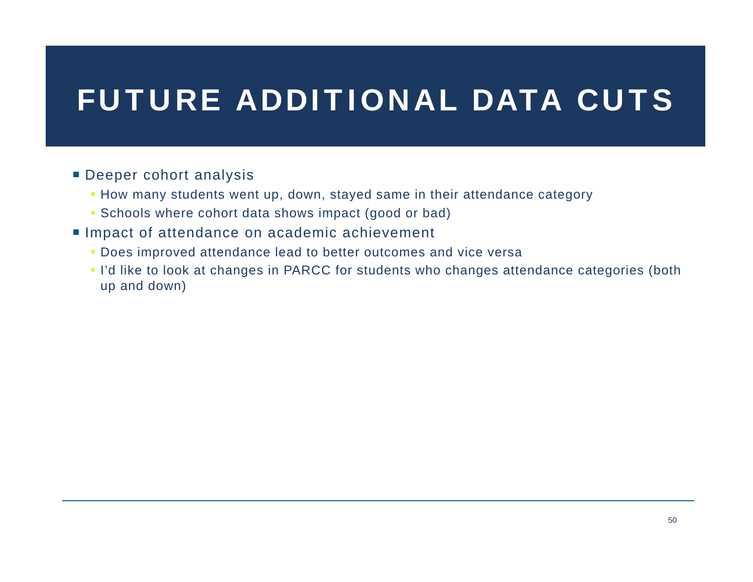# FUTURE ADDITIONAL DATA CUTS

- Deeper cohort analysis
  - How many students went up, down, stayed same in their attendance category
  - Schools where cohort data shows impact (good or bad)
- Impact of attendance on academic achievement
  - Does improved attendance lead to better outcomes and vice versa
  - I'd like to look at changes in PARCC for students who changes attendance categories (both up and down)